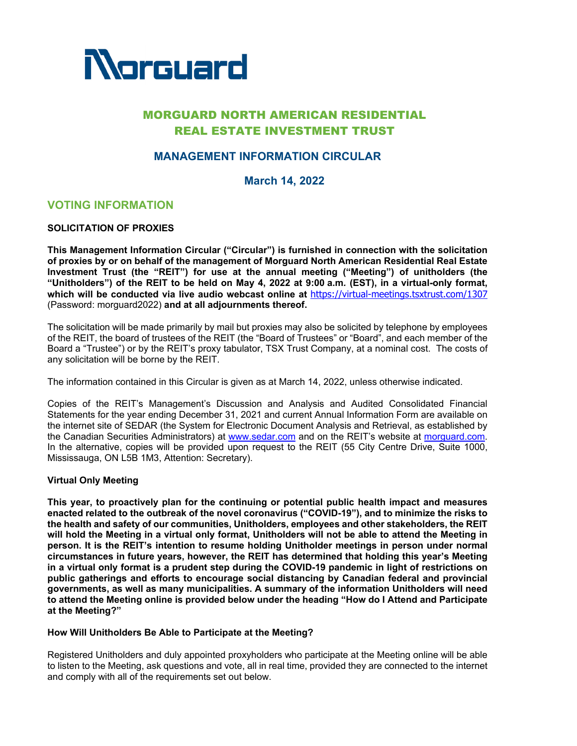Morguard

# MORGUARD NORTH AMERICAN RESIDENTIAL REAL ESTATE INVESTMENT TRUST

## MANAGEMENT INFORMATION CIRCULAR

### March 14, 2022

## VOTING INFORMATION

### SOLICITATION OF PROXIES

**This Management Information Circular ("Circular") is furnished in connection with the solicitation of proxies by or on behalf of the management of Morguard North American Residential Real Estate Investment Trust (the "REIT") for use at the annual meeting ("Meeting") of unitholders (the "Unitholders") of the REIT to be held on May 4, 2022 at 9:00 a.m. (EST), in a virtual-only format, which will be conducted via live audio webcast online at** https://virtual-meetings.tsxtrust.com/1307 (Password: morguard2022) **and at all adjournments thereof.**

The solicitation will be made primarily by mail but proxies may also be solicited by telephone by employees of the REIT, the board of trustees of the REIT (the "Board of Trustees" or "Board", and each member of the Board a "Trustee") or by the REIT's proxy tabulator, TSX Trust Company, at a nominal cost. The costs of any solicitation will be borne by the REIT.

The information contained in this Circular is given as at March 14, 2022, unless otherwise indicated.

Copies of the REIT's Management's Discussion and Analysis and Audited Consolidated Financial Statements for the year ending December 31, 2021 and current Annual Information Form are available on the internet site of SEDAR (the System for Electronic Document Analysis and Retrieval, as established by the Canadian Securities Administrators) at www.sedar.com and on the REIT's website at morguard.com. In the alternative, copies will be provided upon request to the REIT (55 City Centre Drive, Suite 1000, Mississauga, ON L5B 1M3, Attention: Secretary).

### Virtual Only Meeting

**This year, to proactively plan for the continuing or potential public health impact and measures enacted related to the outbreak of the novel coronavirus ("COVID-19"), and to minimize the risks to the health and safety of our communities, Unitholders, employees and other stakeholders, the REIT will hold the Meeting in a virtual only format, Unitholders will not be able to attend the Meeting in person. It is the REIT's intention to resume holding Unitholder meetings in person under normal circumstances in future years, however, the REIT has determined that holding this year's Meeting in a virtual only format is a prudent step during the COVID-19 pandemic in light of restrictions on public gatherings and efforts to encourage social distancing by Canadian federal and provincial governments, as well as many municipalities. A summary of the information Unitholders will need to attend the Meeting online is provided below under the heading "How do I Attend and Participate at the Meeting?"**

### How Will Unitholders Be Able to Participate at the Meeting?

Registered Unitholders and duly appointed proxyholders who participate at the Meeting online will be able to listen to the Meeting, ask questions and vote, all in real time, provided they are connected to the internet and comply with all of the requirements set out below.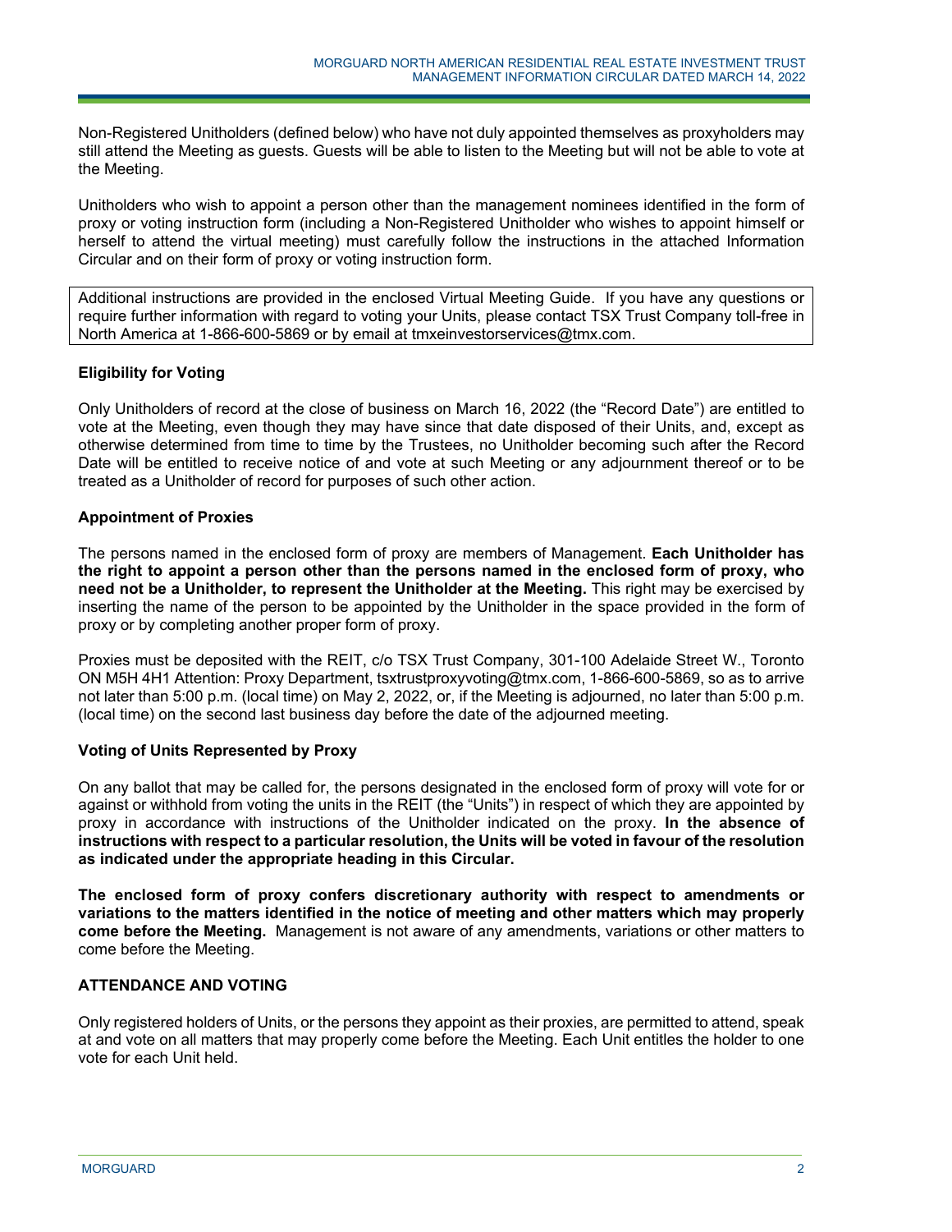Non-Registered Unitholders (defined below) who have not duly appointed themselves as proxyholders may still attend the Meeting as guests. Guests will be able to listen to the Meeting but will not be able to vote at the Meeting.

Unitholders who wish to appoint a person other than the management nominees identified in the form of proxy or voting instruction form (including a Non-Registered Unitholder who wishes to appoint himself or herself to attend the virtual meeting) must carefully follow the instructions in the attached Information Circular and on their form of proxy or voting instruction form.

Additional instructions are provided in the enclosed Virtual Meeting Guide. If you have any questions or require further information with regard to voting your Units, please contact TSX Trust Company toll-free in North America at 1-866-600-5869 or by email at tmxeinvestorservices@tmx.com.

**Eligibility for Voting**

Only Unitholders of record at the close of business on March 16, 2022 (the "Record Date") are entitled to vote at the Meeting, even though they may have since that date disposed of their Units, and, except as otherwise determined from time to time by the Trustees, no Unitholder becoming such after the Record Date will be entitled to receive notice of and vote at such Meeting or any adjournment thereof or to be treated as a Unitholder of record for purposes of such other action.

**Appointment of Proxies**

The persons named in the enclosed form of proxy are members of Management. **Each Unitholder has the right to appoint a person other than the persons named in the enclosed form of proxy, who need not be a Unitholder, to represent the Unitholder at the Meeting.** This right may be exercised by inserting the name of the person to be appointed by the Unitholder in the space provided in the form of proxy or by completing another proper form of proxy.

Proxies must be deposited with the REIT, c/o TSX Trust Company, 301-100 Adelaide Street W., Toronto ON M5H 4H1 Attention: Proxy Department, tsxtrustproxyvoting@tmx.com, 1-866-600-5869, so as to arrive not later than 5:00 p.m. (local time) on May 2, 2022, or, if the Meeting is adjourned, no later than 5:00 p.m. (local time) on the second last business day before the date of the adjourned meeting.

**Voting of Units Represented by Proxy**

On any ballot that may be called for, the persons designated in the enclosed form of proxy will vote for or against or withhold from voting the units in the REIT (the "Units") in respect of which they are appointed by proxy in accordance with instructions of the Unitholder indicated on the proxy. **In the absence of instructions with respect to a particular resolution, the Units will be voted in favour of the resolution as indicated under the appropriate heading in this Circular.**

**The enclosed form of proxy confers discretionary authority with respect to amendments or variations to the matters identified in the notice of meeting and other matters which may properly come before the Meeting.** Management is not aware of any amendments, variations or other matters to come before the Meeting.

**ATTENDANCE AND VOTING**

Only registered holders of Units, or the persons they appoint as their proxies, are permitted to attend, speak at and vote on all matters that may properly come before the Meeting. Each Unit entitles the holder to one vote for each Unit held.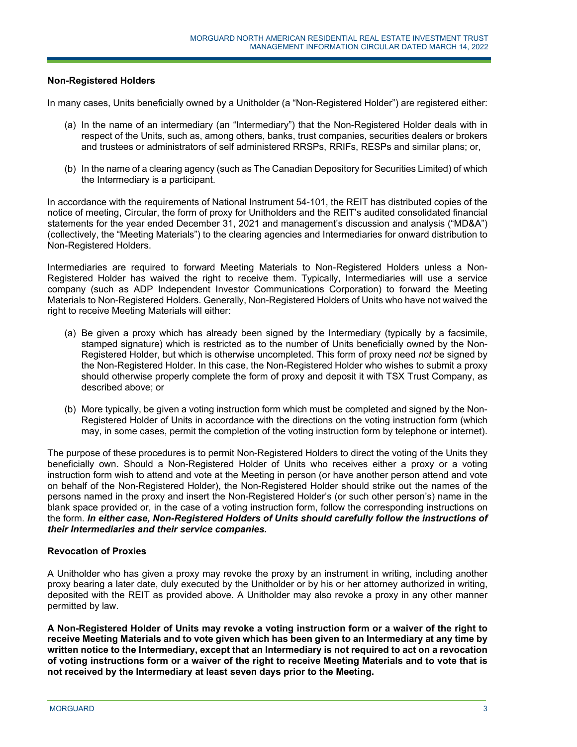### Non-Registered Holders

In many cases, Units beneficially owned by a Unitholder (a "Non-Registered Holder") are registered either:

(a) In the name of an intermediary (an "Intermediary") that the Non-Registered Holder deals with in respect of the Units, such as, among others, banks, trust companies, securities dealers or brokers and trustees or administrators of self administered RRSPs, RRIFs, RESPs and similar plans; or,

(b) In the name of a clearing agency (such as The Canadian Depository for Securities Limited) of which the Intermediary is a participant.

In accordance with the requirements of National Instrument 54-101, the REIT has distributed copies of the notice of meeting, Circular, the form of proxy for Unitholders and the REIT's audited consolidated financial statements for the year ended December 31, 2021 and management's discussion and analysis ("MD&A") (collectively, the "Meeting Materials") to the clearing agencies and Intermediaries for onward distribution to Non-Registered Holders.

Intermediaries are required to forward Meeting Materials to Non-Registered Holders unless a Non-Registered Holder has waived the right to receive them. Typically, Intermediaries will use a service company (such as ADP Independent Investor Communications Corporation) to forward the Meeting Materials to Non-Registered Holders. Generally, Non-Registered Holders of Units who have not waived the right to receive Meeting Materials will either:

(a) Be given a proxy which has already been signed by the Intermediary (typically by a facsimile, stamped signature) which is restricted as to the number of Units beneficially owned by the Non-Registered Holder, but which is otherwise uncompleted. This form of proxy need *not* be signed by the Non-Registered Holder. In this case, the Non-Registered Holder who wishes to submit a proxy should otherwise properly complete the form of proxy and deposit it with TSX Trust Company, as described above; or

(b) More typically, be given a voting instruction form which must be completed and signed by the Non-Registered Holder of Units in accordance with the directions on the voting instruction form (which may, in some cases, permit the completion of the voting instruction form by telephone or internet).

The purpose of these procedures is to permit Non-Registered Holders to direct the voting of the Units they beneficially own. Should a Non-Registered Holder of Units who receives either a proxy or a voting instruction form wish to attend and vote at the Meeting in person (or have another person attend and vote on behalf of the Non-Registered Holder), the Non-Registered Holder should strike out the names of the persons named in the proxy and insert the Non-Registered Holder's (or such other person's) name in the blank space provided or, in the case of a voting instruction form, follow the corresponding instructions on the form. ***In either case, Non-Registered Holders of Units should carefully follow the instructions of their Intermediaries and their service companies.***

### Revocation of Proxies

A Unitholder who has given a proxy may revoke the proxy by an instrument in writing, including another proxy bearing a later date, duly executed by the Unitholder or by his or her attorney authorized in writing, deposited with the REIT as provided above. A Unitholder may also revoke a proxy in any other manner permitted by law.

**A Non-Registered Holder of Units may revoke a voting instruction form or a waiver of the right to receive Meeting Materials and to vote given which has been given to an Intermediary at any time by written notice to the Intermediary, except that an Intermediary is not required to act on a revocation of voting instructions form or a waiver of the right to receive Meeting Materials and to vote that is not received by the Intermediary at least seven days prior to the Meeting.**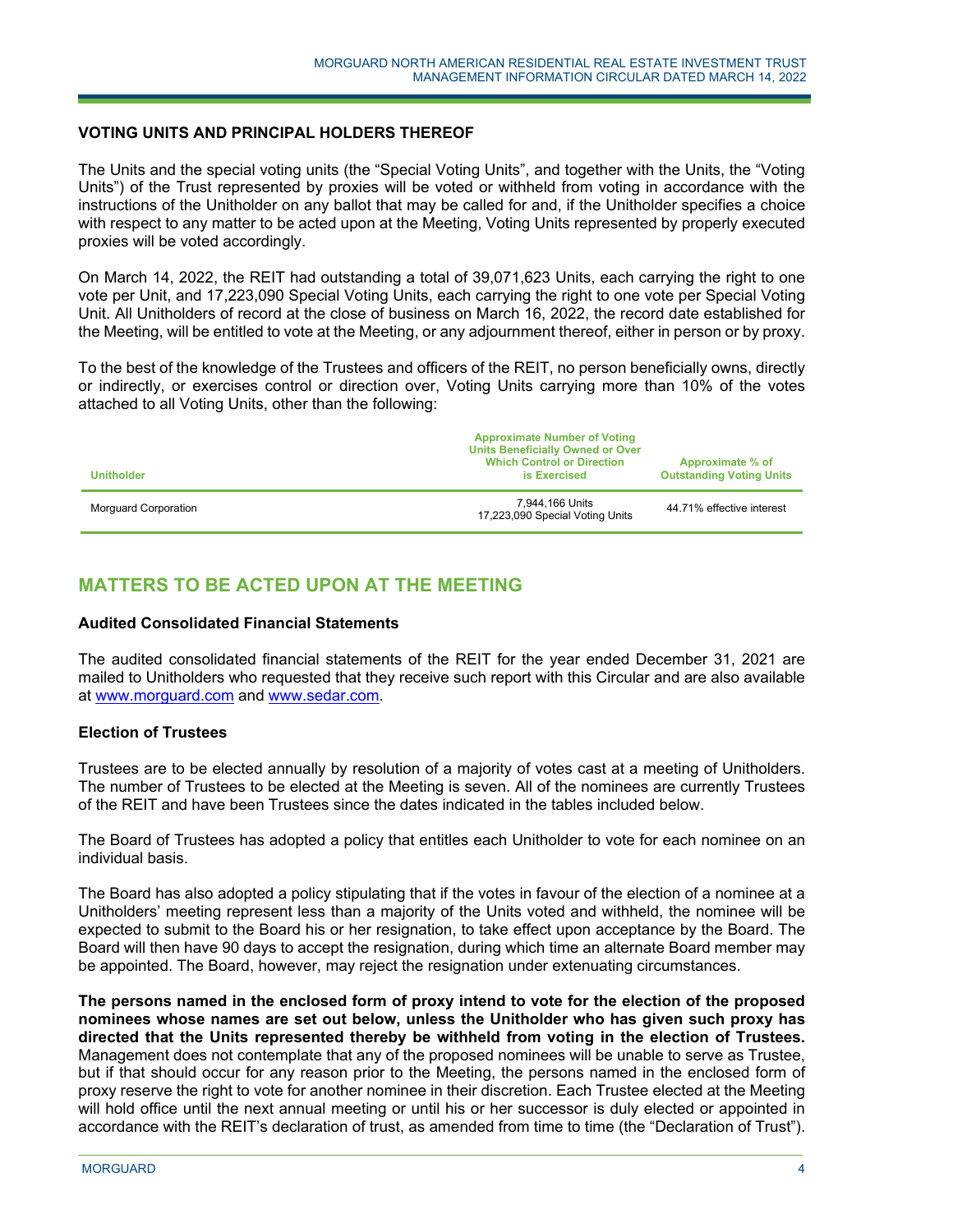### VOTING UNITS AND PRINCIPAL HOLDERS THEREOF

The Units and the special voting units (the "Special Voting Units", and together with the Units, the "Voting Units") of the Trust represented by proxies will be voted or withheld from voting in accordance with the instructions of the Unitholder on any ballot that may be called for and, if the Unitholder specifies a choice with respect to any matter to be acted upon at the Meeting, Voting Units represented by properly executed proxies will be voted accordingly.

On March 14, 2022, the REIT had outstanding a total of 39,071,623 Units, each carrying the right to one vote per Unit, and 17,223,090 Special Voting Units, each carrying the right to one vote per Special Voting Unit. All Unitholders of record at the close of business on March 16, 2022, the record date established for the Meeting, will be entitled to vote at the Meeting, or any adjournment thereof, either in person or by proxy.

To the best of the knowledge of the Trustees and officers of the REIT, no person beneficially owns, directly or indirectly, or exercises control or direction over, Voting Units carrying more than 10% of the votes attached to all Voting Units, other than the following:

| Unitholder | Approximate Number of Voting Units Beneficially Owned or Over Which Control or Direction is Exercised | Approximate % of Outstanding Voting Units |
|---|---|---|
| Morguard Corporation | 7,944,166 Units<br>17,223,090 Special Voting Units | 44.71% effective interest |

## MATTERS TO BE ACTED UPON AT THE MEETING

### Audited Consolidated Financial Statements

The audited consolidated financial statements of the REIT for the year ended December 31, 2021 are mailed to Unitholders who requested that they receive such report with this Circular and are also available at www.morguard.com and www.sedar.com.

### Election of Trustees

Trustees are to be elected annually by resolution of a majority of votes cast at a meeting of Unitholders. The number of Trustees to be elected at the Meeting is seven. All of the nominees are currently Trustees of the REIT and have been Trustees since the dates indicated in the tables included below.

The Board of Trustees has adopted a policy that entitles each Unitholder to vote for each nominee on an individual basis.

The Board has also adopted a policy stipulating that if the votes in favour of the election of a nominee at a Unitholders' meeting represent less than a majority of the Units voted and withheld, the nominee will be expected to submit to the Board his or her resignation, to take effect upon acceptance by the Board. The Board will then have 90 days to accept the resignation, during which time an alternate Board member may be appointed. The Board, however, may reject the resignation under extenuating circumstances.

**The persons named in the enclosed form of proxy intend to vote for the election of the proposed nominees whose names are set out below, unless the Unitholder who has given such proxy has directed that the Units represented thereby be withheld from voting in the election of Trustees.** Management does not contemplate that any of the proposed nominees will be unable to serve as Trustee, but if that should occur for any reason prior to the Meeting, the persons named in the enclosed form of proxy reserve the right to vote for another nominee in their discretion. Each Trustee elected at the Meeting will hold office until the next annual meeting or until his or her successor is duly elected or appointed in accordance with the REIT's declaration of trust, as amended from time to time (the "Declaration of Trust").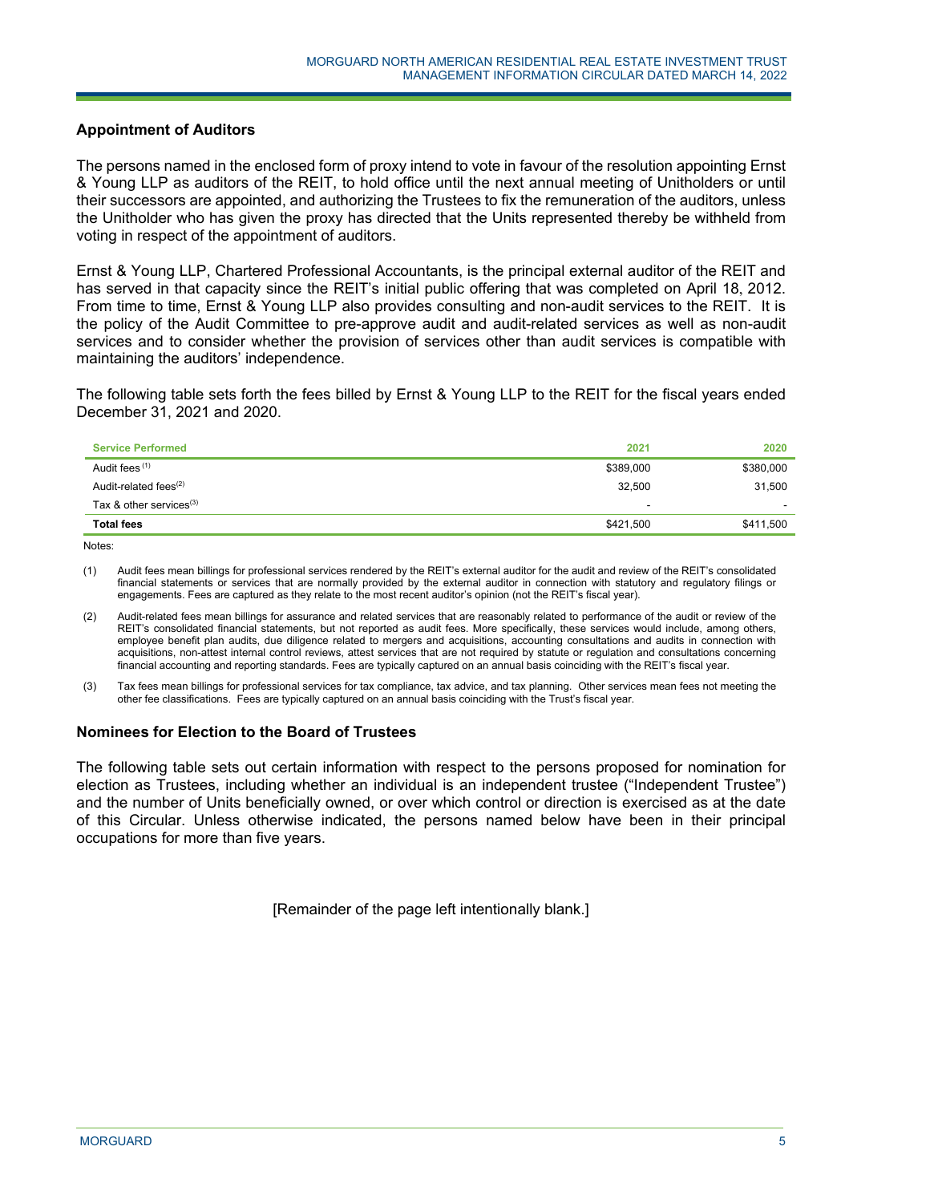## Appointment of Auditors

The persons named in the enclosed form of proxy intend to vote in favour of the resolution appointing Ernst & Young LLP as auditors of the REIT, to hold office until the next annual meeting of Unitholders or until their successors are appointed, and authorizing the Trustees to fix the remuneration of the auditors, unless the Unitholder who has given the proxy has directed that the Units represented thereby be withheld from voting in respect of the appointment of auditors.

Ernst & Young LLP, Chartered Professional Accountants, is the principal external auditor of the REIT and has served in that capacity since the REIT's initial public offering that was completed on April 18, 2012. From time to time, Ernst & Young LLP also provides consulting and non-audit services to the REIT. It is the policy of the Audit Committee to pre-approve audit and audit-related services as well as non-audit services and to consider whether the provision of services other than audit services is compatible with maintaining the auditors' independence.

The following table sets forth the fees billed by Ernst & Young LLP to the REIT for the fiscal years ended December 31, 2021 and 2020.

| Service Performed | 2021 | 2020 |
|---|---|---|
| Audit fees [(1)] | $389,000 | $380,000 |
| Audit-related fees[(2)] | 32,500 | 31,500 |
| Tax & other services[(3)] | - | - |
| **Total fees** | $421,500 | $411,500 |

Notes:

(1) Audit fees mean billings for professional services rendered by the REIT's external auditor for the audit and review of the REIT's consolidated financial statements or services that are normally provided by the external auditor in connection with statutory and regulatory filings or engagements. Fees are captured as they relate to the most recent auditor's opinion (not the REIT's fiscal year).

(2) Audit-related fees mean billings for assurance and related services that are reasonably related to performance of the audit or review of the REIT's consolidated financial statements, but not reported as audit fees. More specifically, these services would include, among others, employee benefit plan audits, due diligence related to mergers and acquisitions, accounting consultations and audits in connection with acquisitions, non-attest internal control reviews, attest services that are not required by statute or regulation and consultations concerning financial accounting and reporting standards. Fees are typically captured on an annual basis coinciding with the REIT's fiscal year.

(3) Tax fees mean billings for professional services for tax compliance, tax advice, and tax planning. Other services mean fees not meeting the other fee classifications. Fees are typically captured on an annual basis coinciding with the Trust's fiscal year.

## Nominees for Election to the Board of Trustees

The following table sets out certain information with respect to the persons proposed for nomination for election as Trustees, including whether an individual is an independent trustee ("Independent Trustee") and the number of Units beneficially owned, or over which control or direction is exercised as at the date of this Circular. Unless otherwise indicated, the persons named below have been in their principal occupations for more than five years.

[Remainder of the page left intentionally blank.]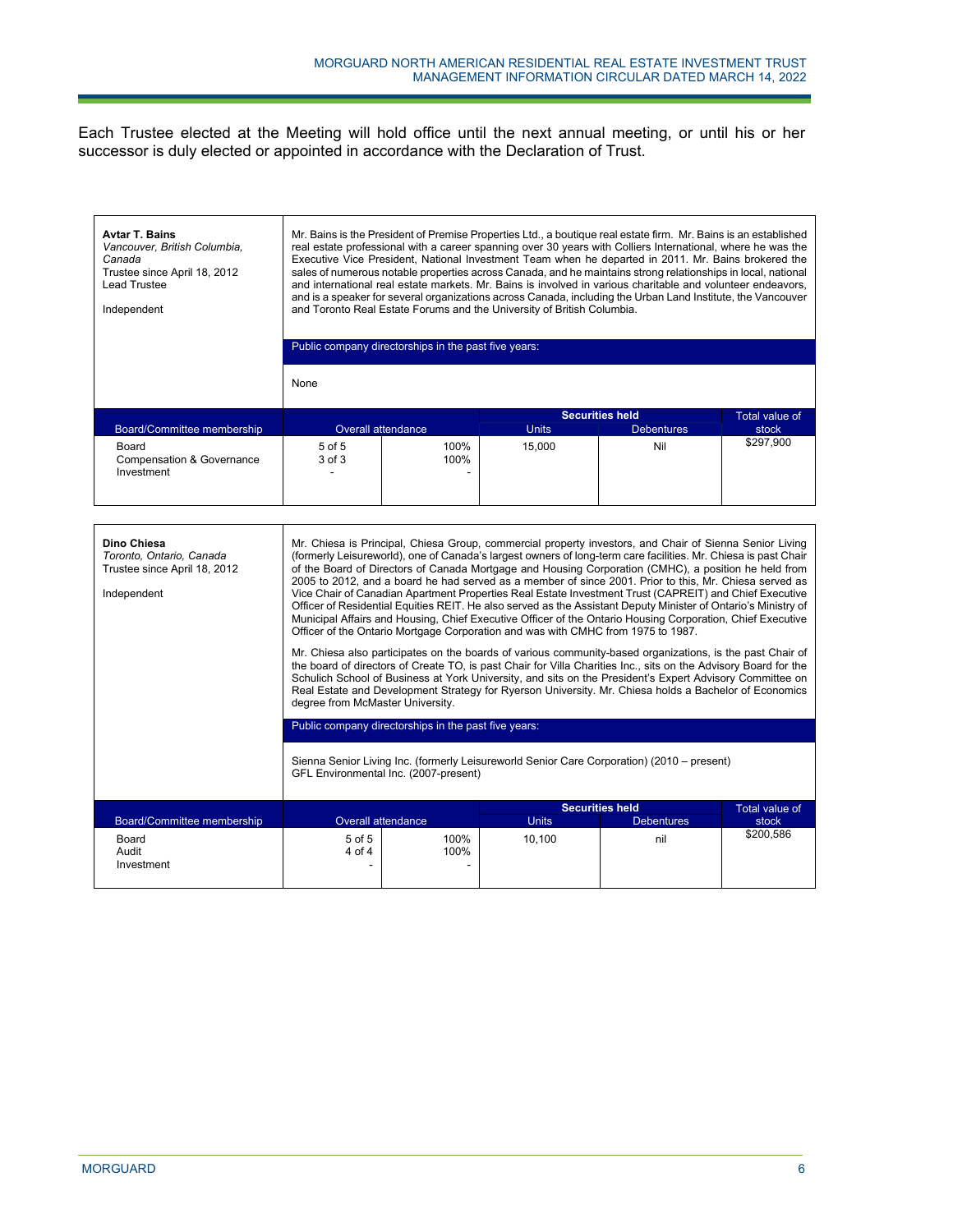Each Trustee elected at the Meeting will hold office until the next annual meeting, or until his or her successor is duly elected or appointed in accordance with the Declaration of Trust.

**Avtar T. Bains**
*Vancouver, British Columbia, Canada*
Trustee since April 18, 2012
Lead Trustee

Independent

Mr. Bains is the President of Premise Properties Ltd., a boutique real estate firm. Mr. Bains is an established real estate professional with a career spanning over 30 years with Colliers International, where he was the Executive Vice President, National Investment Team when he departed in 2011. Mr. Bains brokered the sales of numerous notable properties across Canada, and he maintains strong relationships in local, national and international real estate markets. Mr. Bains is involved in various charitable and volunteer endeavors, and is a speaker for several organizations across Canada, including the Urban Land Institute, the Vancouver and Toronto Real Estate Forums and the University of British Columbia.

Public company directorships in the past five years:

None

| Board/Committee membership | Overall attendance | | Securities held | | Total value of stock |
|---|---|---|---|---|---|
| | | | Units | Debentures | |
| Board<br>Compensation & Governance<br>Investment | 5 of 5<br>3 of 3<br>- | 100%<br>100%<br>- | 15,000 | Nil | $297,900 |

**Dino Chiesa**
*Toronto, Ontario, Canada*
Trustee since April 18, 2012

Independent

Mr. Chiesa is Principal, Chiesa Group, commercial property investors, and Chair of Sienna Senior Living (formerly Leisureworld), one of Canada's largest owners of long-term care facilities. Mr. Chiesa is past Chair of the Board of Directors of Canada Mortgage and Housing Corporation (CMHC), a position he held from 2005 to 2012, and a board he had served as a member of since 2001. Prior to this, Mr. Chiesa served as Vice Chair of Canadian Apartment Properties Real Estate Investment Trust (CAPREIT) and Chief Executive Officer of Residential Equities REIT. He also served as the Assistant Deputy Minister of Ontario's Ministry of Municipal Affairs and Housing, Chief Executive Officer of the Ontario Housing Corporation, Chief Executive Officer of the Ontario Mortgage Corporation and was with CMHC from 1975 to 1987.

Mr. Chiesa also participates on the boards of various community-based organizations, is the past Chair of the board of directors of Create TO, is past Chair for Villa Charities Inc., sits on the Advisory Board for the Schulich School of Business at York University, and sits on the President's Expert Advisory Committee on Real Estate and Development Strategy for Ryerson University. Mr. Chiesa holds a Bachelor of Economics degree from McMaster University.

Public company directorships in the past five years:

Sienna Senior Living Inc. (formerly Leisureworld Senior Care Corporation) (2010 – present)
GFL Environmental Inc. (2007-present)

| Board/Committee membership | Overall attendance | | Securities held | | Total value of stock |
|---|---|---|---|---|---|
| | | | Units | Debentures | |
| Board<br>Audit<br>Investment | 5 of 5<br>4 of 4<br>- | 100%<br>100%<br>- | 10,100 | nil | $200,586 |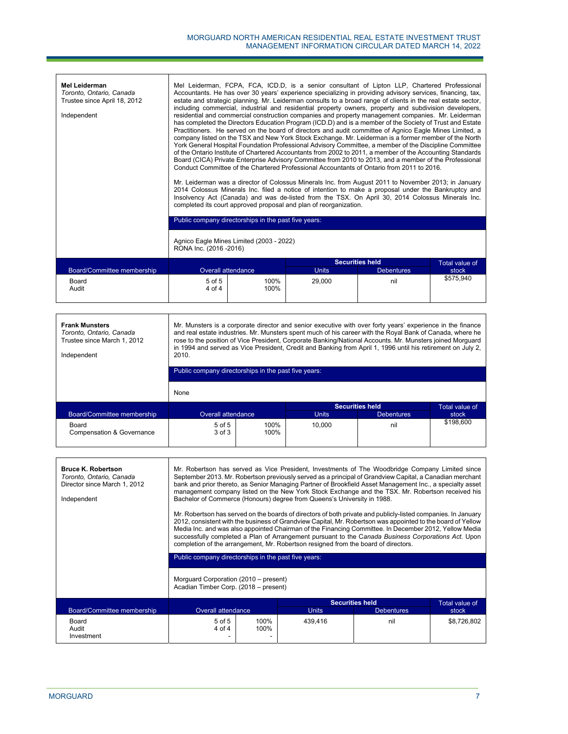**Mel Leiderman**
*Toronto, Ontario, Canada*
Trustee since April 18, 2012

Independent

Mel Leiderman, FCPA, FCA, ICD.D, is a senior consultant of Lipton LLP, Chartered Professional Accountants. He has over 30 years' experience specializing in providing advisory services, financing, tax, estate and strategic planning. Mr. Leiderman consults to a broad range of clients in the real estate sector, including commercial, industrial and residential property owners, property and subdivision developers, residential and commercial construction companies and property management companies. Mr. Leiderman has completed the Directors Education Program (ICD.D) and is a member of the Society of Trust and Estate Practitioners. He served on the board of directors and audit committee of Agnico Eagle Mines Limited, a company listed on the TSX and New York Stock Exchange. Mr. Leiderman is a former member of the North York General Hospital Foundation Professional Advisory Committee, a member of the Discipline Committee of the Ontario Institute of Chartered Accountants from 2002 to 2011, a member of the Accounting Standards Board (CICA) Private Enterprise Advisory Committee from 2010 to 2013, and a member of the Professional Conduct Committee of the Chartered Professional Accountants of Ontario from 2011 to 2016.

Mr. Leiderman was a director of Colossus Minerals Inc. from August 2011 to November 2013; in January 2014 Colossus Minerals Inc. filed a notice of intention to make a proposal under the Bankruptcy and Insolvency Act (Canada) and was de-listed from the TSX. On April 30, 2014 Colossus Minerals Inc. completed its court approved proposal and plan of reorganization.

Public company directorships in the past five years:

Agnico Eagle Mines Limited (2003 - 2022)
RONA Inc. (2016 -2016)

| Board/Committee membership | Overall attendance | | Securities held | | Total value of stock |
|---|---|---|---|---|---|
| | | | Units | Debentures | |
| Board<br>Audit | 5 of 5<br>4 of 4 | 100%<br>100% | 29,000 | nil | $575,940 |

**Frank Munsters**
*Toronto, Ontario, Canada*
Trustee since March 1, 2012

Independent

Mr. Munsters is a corporate director and senior executive with over forty years' experience in the finance and real estate industries. Mr. Munsters spent much of his career with the Royal Bank of Canada, where he rose to the position of Vice President, Corporate Banking/National Accounts. Mr. Munsters joined Morguard in 1994 and served as Vice President, Credit and Banking from April 1, 1996 until his retirement on July 2, 2010.

Public company directorships in the past five years:

None

| Board/Committee membership | Overall attendance | | Securities held | | Total value of stock |
|---|---|---|---|---|---|
| | | | Units | Debentures | |
| Board<br>Compensation & Governance | 5 of 5<br>3 of 3 | 100%<br>100% | 10,000 | nil | $198,600 |

**Bruce K. Robertson**
*Toronto, Ontario, Canada*
Director since March 1, 2012

Independent

Mr. Robertson has served as Vice President, Investments of The Woodbridge Company Limited since September 2013. Mr. Robertson previously served as a principal of Grandview Capital, a Canadian merchant bank and prior thereto, as Senior Managing Partner of Brookfield Asset Management Inc., a specialty asset management company listed on the New York Stock Exchange and the TSX. Mr. Robertson received his Bachelor of Commerce (Honours) degree from Queens's University in 1988.

Mr. Robertson has served on the boards of directors of both private and publicly-listed companies. In January 2012, consistent with the business of Grandview Capital, Mr. Robertson was appointed to the board of Yellow Media Inc. and was also appointed Chairman of the Financing Committee. In December 2012, Yellow Media successfully completed a Plan of Arrangement pursuant to the C*anada Business Corporations Act.* Upon completion of the arrangement, Mr. Robertson resigned from the board of directors.

Public company directorships in the past five years:

Morguard Corporation (2010 – present)
Acadian Timber Corp. (2018 – present)

| Board/Committee membership | Overall attendance | | Securities held | | Total value of stock |
|---|---|---|---|---|---|
| | | | Units | Debentures | |
| Board<br>Audit<br>Investment | 5 of 5<br>4 of 4<br>- | 100%<br>100%<br>- | 439,416 | nil | $8,726,802 |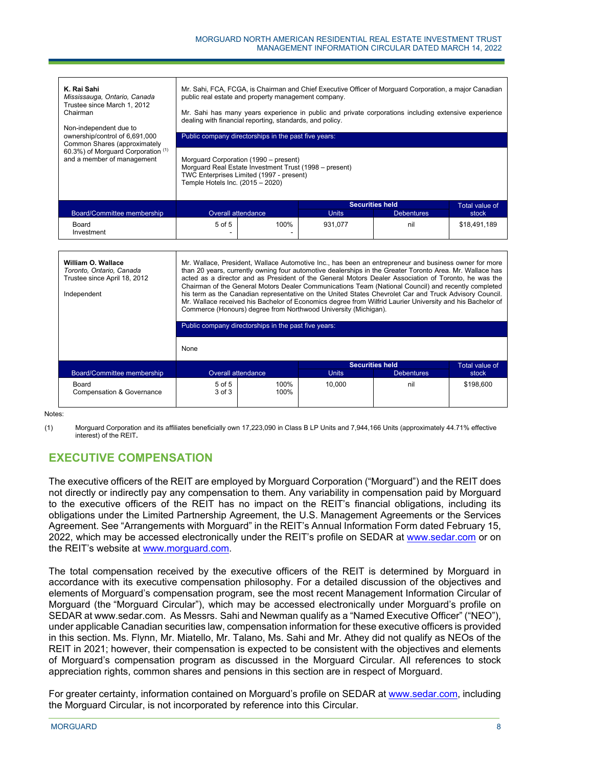| **K. Rai Sahi**<br>*Mississauga, Ontario, Canada*<br>Trustee since March 1, 2012<br>Chairman<br><br>Non-independent due to ownership/control of 6,691,000 Common Shares (approximately 60.3%) of Morguard Corporation [(1)] and a member of management | Mr. Sahi, FCA, FCGA, is Chairman and Chief Executive Officer of Morguard Corporation, a major Canadian public real estate and property management company.<br><br>Mr. Sahi has many years experience in public and private corporations including extensive experience dealing with financial reporting, standards, and policy.<br><br>Public company directorships in the past five years:<br><br>Morguard Corporation (1990 – present)<br>Morguard Real Estate Investment Trust (1998 – present)<br>TWC Enterprises Limited (1997 - present)<br>Temple Hotels Inc. (2015 – 2020) | | | | |
|---|---|---|---|---|---|
| | | | **Securities held** | | Total value of |
| Board/Committee membership | Overall attendance | | Units | Debentures | stock |
| Board<br>Investment | 5 of 5<br>- | 100%<br>- | 931,077 | nil | $18,491,189 |

| **William O. Wallace**<br>*Toronto, Ontario, Canada*<br>Trustee since April 18, 2012<br><br>Independent | Mr. Wallace, President, Wallace Automotive Inc., has been an entrepreneur and business owner for more than 20 years, currently owning four automotive dealerships in the Greater Toronto Area. Mr. Wallace has acted as a director and as President of the General Motors Dealer Association of Toronto, he was the Chairman of the General Motors Dealer Communications Team (National Council) and recently completed his term as the Canadian representative on the United States Chevrolet Car and Truck Advisory Council. Mr. Wallace received his Bachelor of Economics degree from Wilfrid Laurier University and his Bachelor of Commerce (Honours) degree from Northwood University (Michigan).<br><br>Public company directorships in the past five years:<br><br>None | | | | |
|---|---|---|---|---|---|
| | | | **Securities held** | | Total value of |
| Board/Committee membership | Overall attendance | | Units | Debentures | stock |
| Board<br>Compensation & Governance | 5 of 5<br>3 of 3 | 100%<br>100% | 10,000 | nil | $198,600 |

Notes:

(1) Morguard Corporation and its affiliates beneficially own 17,223,090 in Class B LP Units and 7,944,166 Units (approximately 44.71% effective interest) of the REIT.

## EXECUTIVE COMPENSATION

The executive officers of the REIT are employed by Morguard Corporation ("Morguard") and the REIT does not directly or indirectly pay any compensation to them. Any variability in compensation paid by Morguard to the executive officers of the REIT has no impact on the REIT's financial obligations, including its obligations under the Limited Partnership Agreement, the U.S. Management Agreements or the Services Agreement. See "Arrangements with Morguard" in the REIT's Annual Information Form dated February 15, 2022, which may be accessed electronically under the REIT's profile on SEDAR at www.sedar.com or on the REIT's website at www.morguard.com.

The total compensation received by the executive officers of the REIT is determined by Morguard in accordance with its executive compensation philosophy. For a detailed discussion of the objectives and elements of Morguard's compensation program, see the most recent Management Information Circular of Morguard (the "Morguard Circular"), which may be accessed electronically under Morguard's profile on SEDAR at www.sedar.com. As Messrs. Sahi and Newman qualify as a "Named Executive Officer" ("NEO"), under applicable Canadian securities law, compensation information for these executive officers is provided in this section. Ms. Flynn, Mr. Miatello, Mr. Talano, Ms. Sahi and Mr. Athey did not qualify as NEOs of the REIT in 2021; however, their compensation is expected to be consistent with the objectives and elements of Morguard's compensation program as discussed in the Morguard Circular. All references to stock appreciation rights, common shares and pensions in this section are in respect of Morguard.

For greater certainty, information contained on Morguard's profile on SEDAR at www.sedar.com, including the Morguard Circular, is not incorporated by reference into this Circular.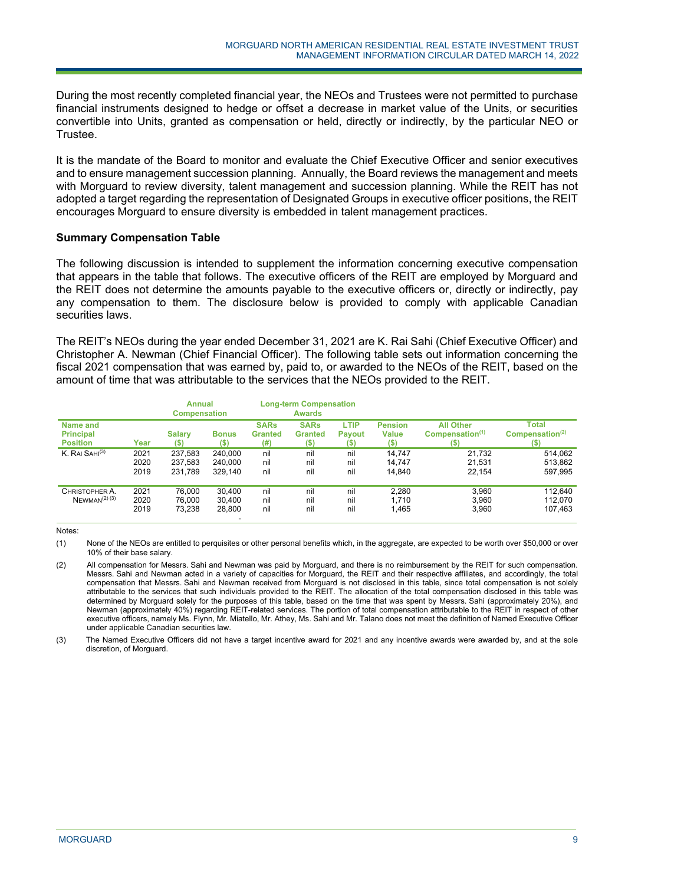During the most recently completed financial year, the NEOs and Trustees were not permitted to purchase financial instruments designed to hedge or offset a decrease in market value of the Units, or securities convertible into Units, granted as compensation or held, directly or indirectly, by the particular NEO or Trustee.

It is the mandate of the Board to monitor and evaluate the Chief Executive Officer and senior executives and to ensure management succession planning. Annually, the Board reviews the management and meets with Morguard to review diversity, talent management and succession planning. While the REIT has not adopted a target regarding the representation of Designated Groups in executive officer positions, the REIT encourages Morguard to ensure diversity is embedded in talent management practices.

### Summary Compensation Table

The following discussion is intended to supplement the information concerning executive compensation that appears in the table that follows. The executive officers of the REIT are employed by Morguard and the REIT does not determine the amounts payable to the executive officers or, directly or indirectly, pay any compensation to them. The disclosure below is provided to comply with applicable Canadian securities laws.

The REIT's NEOs during the year ended December 31, 2021 are K. Rai Sahi (Chief Executive Officer) and Christopher A. Newman (Chief Financial Officer). The following table sets out information concerning the fiscal 2021 compensation that was earned by, paid to, or awarded to the NEOs of the REIT, based on the amount of time that was attributable to the services that the NEOs provided to the REIT.

| | | Annual Compensation | | Long-term Compensation Awards | | | | | |
|---|---|---|---|---|---|---|---|---|---|
| Name and Principal Position | Year | Salary ($) | Bonus ($) | SARs Granted (#) | SARs Granted ($) | LTIP Payout ($) | Pension Value ($) | All Other Compensation[1] ($) | Total Compensation[2] ($) |
| K. RAI SAHI[3] | 2021 | 237,583 | 240,000 | nil | nil | nil | 14,747 | 21,732 | 514,062 |
| | 2020 | 237,583 | 240,000 | nil | nil | nil | 14,747 | 21,531 | 513,862 |
| | 2019 | 231,789 | 329,140 | nil | nil | nil | 14,840 | 22,154 | 597,995 |
| CHRISTOPHER A. NEWMAN[2] [3] | 2021 | 76,000 | 30,400 | nil | nil | nil | 2,280 | 3,960 | 112,640 |
| | 2020 | 76,000 | 30,400 | nil | nil | nil | 1,710 | 3,960 | 112,070 |
| | 2019 | 73,238 | 28,800 | nil | nil | nil | 1,465 | 3,960 | 107,463 |
| | | | - | | | | | | |

Notes:

(1) None of the NEOs are entitled to perquisites or other personal benefits which, in the aggregate, are expected to be worth over $50,000 or over 10% of their base salary.

(2) All compensation for Messrs. Sahi and Newman was paid by Morguard, and there is no reimbursement by the REIT for such compensation. Messrs. Sahi and Newman acted in a variety of capacities for Morguard, the REIT and their respective affiliates, and accordingly, the total compensation that Messrs. Sahi and Newman received from Morguard is not disclosed in this table, since total compensation is not solely attributable to the services that such individuals provided to the REIT. The allocation of the total compensation disclosed in this table was determined by Morguard solely for the purposes of this table, based on the time that was spent by Messrs. Sahi (approximately 20%), and Newman (approximately 40%) regarding REIT-related services. The portion of total compensation attributable to the REIT in respect of other executive officers, namely Ms. Flynn, Mr. Miatello, Mr. Athey, Ms. Sahi and Mr. Talano does not meet the definition of Named Executive Officer under applicable Canadian securities law.

(3) The Named Executive Officers did not have a target incentive award for 2021 and any incentive awards were awarded by, and at the sole discretion, of Morguard.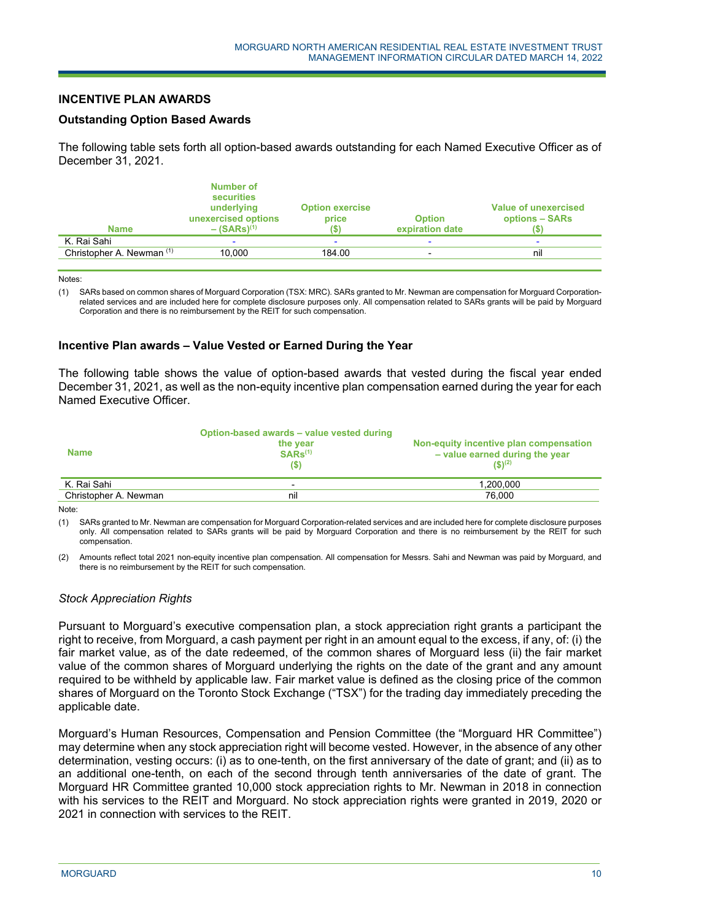## INCENTIVE PLAN AWARDS

### Outstanding Option Based Awards

The following table sets forth all option-based awards outstanding for each Named Executive Officer as of December 31, 2021.

| Name | Number of securities underlying unexercised options – (SARs)[(1)] | Option exercise price ($) | Option expiration date | Value of unexercised options – SARs ($) |
|---|---|---|---|---|
| K. Rai Sahi | - | - | - | - |
| Christopher A. Newman [(1)] | 10,000 | 184.00 | - | nil |

Notes:

(1) SARs based on common shares of Morguard Corporation (TSX: MRC). SARs granted to Mr. Newman are compensation for Morguard Corporation-related services and are included here for complete disclosure purposes only. All compensation related to SARs grants will be paid by Morguard Corporation and there is no reimbursement by the REIT for such compensation.

### Incentive Plan awards – Value Vested or Earned During the Year

The following table shows the value of option-based awards that vested during the fiscal year ended December 31, 2021, as well as the non-equity incentive plan compensation earned during the year for each Named Executive Officer.

| Name | Option-based awards – value vested during the year SARs[(1)] ($) | Non-equity incentive plan compensation – value earned during the year ($)[(2)] |
|---|---|---|
| K. Rai Sahi | - | 1,200,000 |
| Christopher A. Newman | nil | 76,000 |

Note:

(1) SARs granted to Mr. Newman are compensation for Morguard Corporation-related services and are included here for complete disclosure purposes only. All compensation related to SARs grants will be paid by Morguard Corporation and there is no reimbursement by the REIT for such compensation.

(2) Amounts reflect total 2021 non-equity incentive plan compensation. All compensation for Messrs. Sahi and Newman was paid by Morguard, and there is no reimbursement by the REIT for such compensation.

*Stock Appreciation Rights*

Pursuant to Morguard's executive compensation plan, a stock appreciation right grants a participant the right to receive, from Morguard, a cash payment per right in an amount equal to the excess, if any, of: (i) the fair market value, as of the date redeemed, of the common shares of Morguard less (ii) the fair market value of the common shares of Morguard underlying the rights on the date of the grant and any amount required to be withheld by applicable law. Fair market value is defined as the closing price of the common shares of Morguard on the Toronto Stock Exchange ("TSX") for the trading day immediately preceding the applicable date.

Morguard's Human Resources, Compensation and Pension Committee (the "Morguard HR Committee") may determine when any stock appreciation right will become vested. However, in the absence of any other determination, vesting occurs: (i) as to one-tenth, on the first anniversary of the date of grant; and (ii) as to an additional one-tenth, on each of the second through tenth anniversaries of the date of grant. The Morguard HR Committee granted 10,000 stock appreciation rights to Mr. Newman in 2018 in connection with his services to the REIT and Morguard. No stock appreciation rights were granted in 2019, 2020 or 2021 in connection with services to the REIT.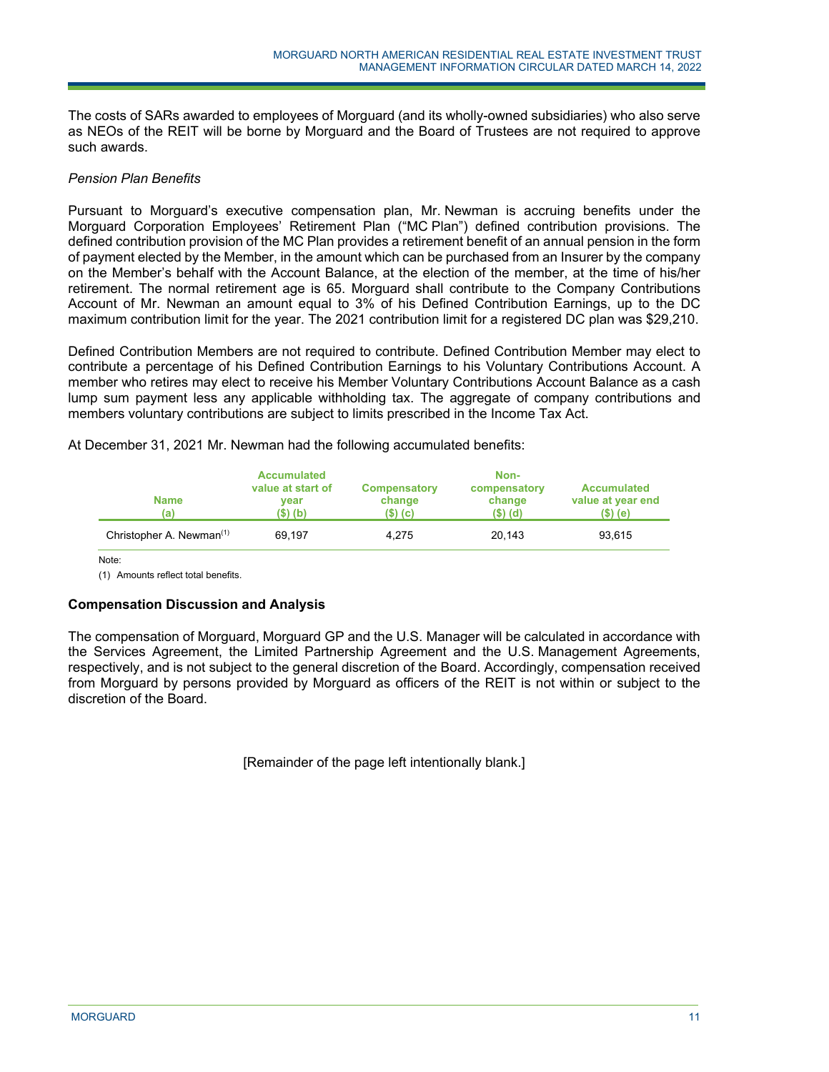The costs of SARs awarded to employees of Morguard (and its wholly-owned subsidiaries) who also serve as NEOs of the REIT will be borne by Morguard and the Board of Trustees are not required to approve such awards.

*Pension Plan Benefits*

Pursuant to Morguard's executive compensation plan, Mr. Newman is accruing benefits under the Morguard Corporation Employees' Retirement Plan ("MC Plan") defined contribution provisions. The defined contribution provision of the MC Plan provides a retirement benefit of an annual pension in the form of payment elected by the Member, in the amount which can be purchased from an Insurer by the company on the Member's behalf with the Account Balance, at the election of the member, at the time of his/her retirement. The normal retirement age is 65. Morguard shall contribute to the Company Contributions Account of Mr. Newman an amount equal to 3% of his Defined Contribution Earnings, up to the DC maximum contribution limit for the year. The 2021 contribution limit for a registered DC plan was $29,210.

Defined Contribution Members are not required to contribute. Defined Contribution Member may elect to contribute a percentage of his Defined Contribution Earnings to his Voluntary Contributions Account. A member who retires may elect to receive his Member Voluntary Contributions Account Balance as a cash lump sum payment less any applicable withholding tax. The aggregate of company contributions and members voluntary contributions are subject to limits prescribed in the Income Tax Act.

At December 31, 2021 Mr. Newman had the following accumulated benefits:

| Name (a) | Accumulated value at start of year ($) (b) | Compensatory change ($) (c) | Non-compensatory change ($) (d) | Accumulated value at year end ($) (e) |
|---|---|---|---|---|
| Christopher A. Newman[1] | 69,197 | 4,275 | 20,143 | 93,615 |

Note:

(1) Amounts reflect total benefits.

**Compensation Discussion and Analysis**

The compensation of Morguard, Morguard GP and the U.S. Manager will be calculated in accordance with the Services Agreement, the Limited Partnership Agreement and the U.S. Management Agreements, respectively, and is not subject to the general discretion of the Board. Accordingly, compensation received from Morguard by persons provided by Morguard as officers of the REIT is not within or subject to the discretion of the Board.

[Remainder of the page left intentionally blank.]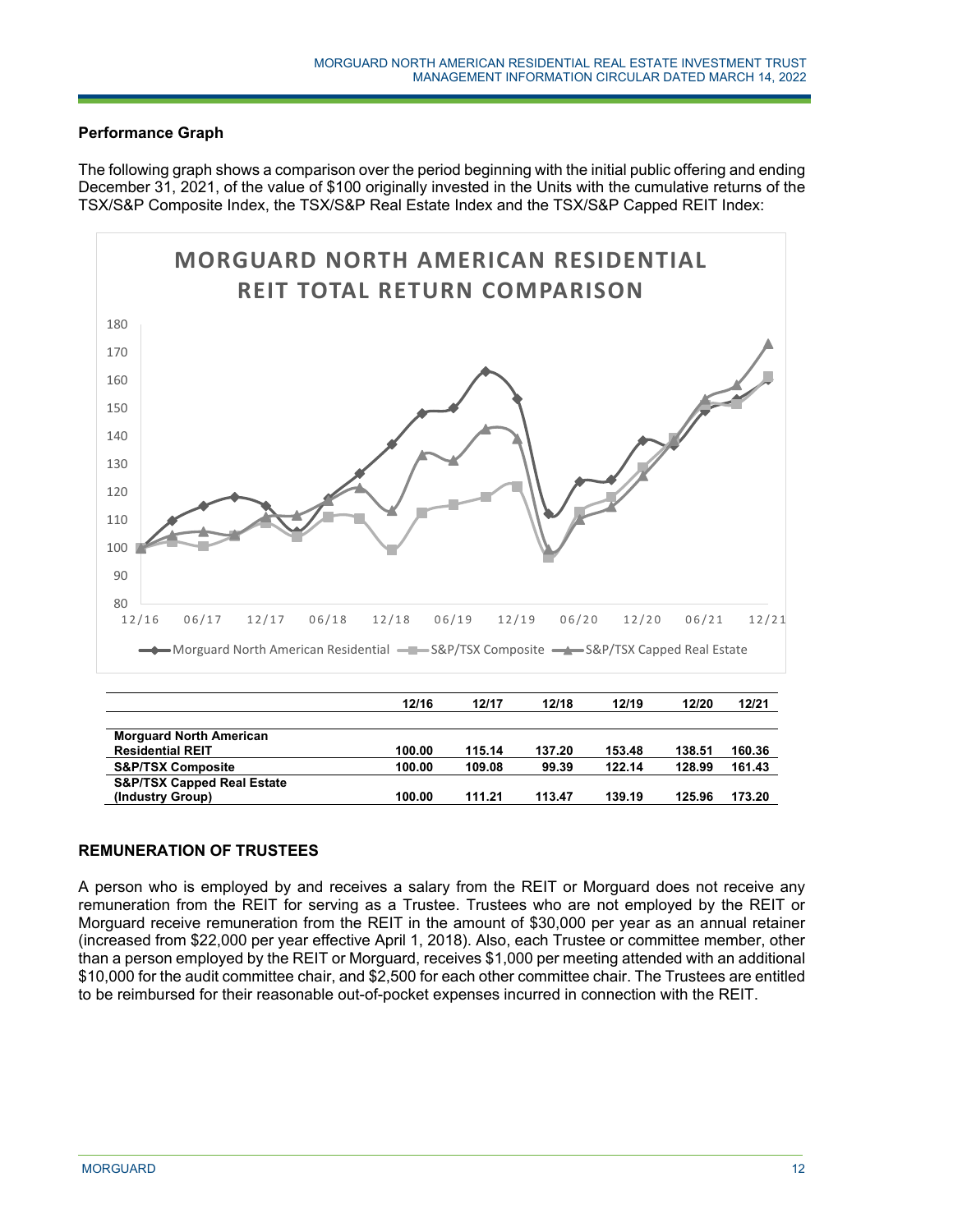### Performance Graph

The following graph shows a comparison over the period beginning with the initial public offering and ending December 31, 2021, of the value of $100 originally invested in the Units with the cumulative returns of the TSX/S&P Composite Index, the TSX/S&P Real Estate Index and the TSX/S&P Capped REIT Index:

| | 12/16 | 12/17 | 12/18 | 12/19 | 12/20 | 12/21 |
|---|---|---|---|---|---|---|
| **Morguard North American Residential REIT** | **100.00** | **115.14** | **137.20** | **153.48** | **138.51** | **160.36** |
| **S&P/TSX Composite** | **100.00** | **109.08** | **99.39** | **122.14** | **128.99** | **161.43** |
| **S&P/TSX Capped Real Estate (Industry Group)** | **100.00** | **111.21** | **113.47** | **139.19** | **125.96** | **173.20** |

## REMUNERATION OF TRUSTEES

A person who is employed by and receives a salary from the REIT or Morguard does not receive any remuneration from the REIT for serving as a Trustee. Trustees who are not employed by the REIT or Morguard receive remuneration from the REIT in the amount of $30,000 per year as an annual retainer (increased from $22,000 per year effective April 1, 2018). Also, each Trustee or committee member, other than a person employed by the REIT or Morguard, receives $1,000 per meeting attended with an additional $10,000 for the audit committee chair, and $2,500 for each other committee chair. The Trustees are entitled to be reimbursed for their reasonable out-of-pocket expenses incurred in connection with the REIT.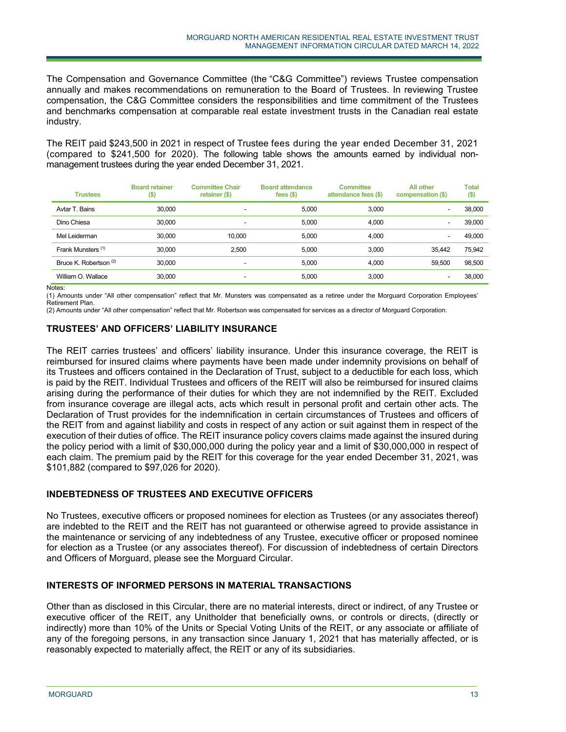The Compensation and Governance Committee (the "C&G Committee") reviews Trustee compensation annually and makes recommendations on remuneration to the Board of Trustees. In reviewing Trustee compensation, the C&G Committee considers the responsibilities and time commitment of the Trustees and benchmarks compensation at comparable real estate investment trusts in the Canadian real estate industry.

The REIT paid $243,500 in 2021 in respect of Trustee fees during the year ended December 31, 2021 (compared to $241,500 for 2020). The following table shows the amounts earned by individual non-management trustees during the year ended December 31, 2021.

| Trustees | Board retainer ($) | Committee Chair retainer ($) | Board attendance fees ($) | Committee attendance fees ($) | All other compensation ($) | Total ($) |
|---|---|---|---|---|---|---|
| Avtar T. Bains | 30,000 | - | 5,000 | 3,000 | - | 38,000 |
| Dino Chiesa | 30,000 | - | 5,000 | 4,000 | - | 39,000 |
| Mel Leiderman | 30,000 | 10,000 | 5,000 | 4,000 | - | 49,000 |
| Frank Munsters [(1)] | 30,000 | 2,500 | 5,000 | 3,000 | 35,442 | 75,942 |
| Bruce K. Robertson [(2)] | 30,000 | - | 5,000 | 4,000 | 59,500 | 98,500 |
| William O. Wallace | 30,000 | - | 5,000 | 3,000 | - | 38,000 |

Notes:
(1) Amounts under "All other compensation" reflect that Mr. Munsters was compensated as a retiree under the Morguard Corporation Employees' Retirement Plan.
(2) Amounts under "All other compensation" reflect that Mr. Robertson was compensated for services as a director of Morguard Corporation.

## TRUSTEES' AND OFFICERS' LIABILITY INSURANCE

The REIT carries trustees' and officers' liability insurance. Under this insurance coverage, the REIT is reimbursed for insured claims where payments have been made under indemnity provisions on behalf of its Trustees and officers contained in the Declaration of Trust, subject to a deductible for each loss, which is paid by the REIT. Individual Trustees and officers of the REIT will also be reimbursed for insured claims arising during the performance of their duties for which they are not indemnified by the REIT. Excluded from insurance coverage are illegal acts, acts which result in personal profit and certain other acts. The Declaration of Trust provides for the indemnification in certain circumstances of Trustees and officers of the REIT from and against liability and costs in respect of any action or suit against them in respect of the execution of their duties of office. The REIT insurance policy covers claims made against the insured during the policy period with a limit of $30,000,000 during the policy year and a limit of $30,000,000 in respect of each claim. The premium paid by the REIT for this coverage for the year ended December 31, 2021, was $101,882 (compared to $97,026 for 2020).

## INDEBTEDNESS OF TRUSTEES AND EXECUTIVE OFFICERS

No Trustees, executive officers or proposed nominees for election as Trustees (or any associates thereof) are indebted to the REIT and the REIT has not guaranteed or otherwise agreed to provide assistance in the maintenance or servicing of any indebtedness of any Trustee, executive officer or proposed nominee for election as a Trustee (or any associates thereof). For discussion of indebtedness of certain Directors and Officers of Morguard, please see the Morguard Circular.

## INTERESTS OF INFORMED PERSONS IN MATERIAL TRANSACTIONS

Other than as disclosed in this Circular, there are no material interests, direct or indirect, of any Trustee or executive officer of the REIT, any Unitholder that beneficially owns, or controls or directs, (directly or indirectly) more than 10% of the Units or Special Voting Units of the REIT, or any associate or affiliate of any of the foregoing persons, in any transaction since January 1, 2021 that has materially affected, or is reasonably expected to materially affect, the REIT or any of its subsidiaries.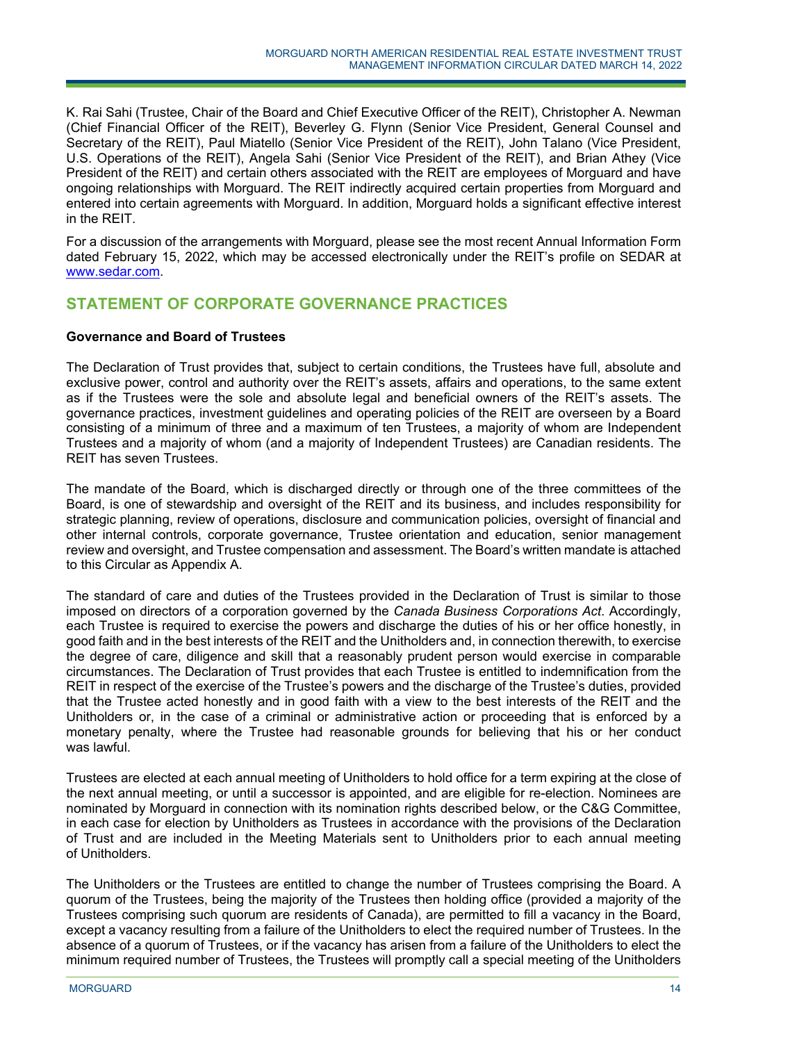K. Rai Sahi (Trustee, Chair of the Board and Chief Executive Officer of the REIT), Christopher A. Newman (Chief Financial Officer of the REIT), Beverley G. Flynn (Senior Vice President, General Counsel and Secretary of the REIT), Paul Miatello (Senior Vice President of the REIT), John Talano (Vice President, U.S. Operations of the REIT), Angela Sahi (Senior Vice President of the REIT), and Brian Athey (Vice President of the REIT) and certain others associated with the REIT are employees of Morguard and have ongoing relationships with Morguard. The REIT indirectly acquired certain properties from Morguard and entered into certain agreements with Morguard. In addition, Morguard holds a significant effective interest in the REIT.

For a discussion of the arrangements with Morguard, please see the most recent Annual Information Form dated February 15, 2022, which may be accessed electronically under the REIT's profile on SEDAR at www.sedar.com.

## STATEMENT OF CORPORATE GOVERNANCE PRACTICES

**Governance and Board of Trustees**

The Declaration of Trust provides that, subject to certain conditions, the Trustees have full, absolute and exclusive power, control and authority over the REIT's assets, affairs and operations, to the same extent as if the Trustees were the sole and absolute legal and beneficial owners of the REIT's assets. The governance practices, investment guidelines and operating policies of the REIT are overseen by a Board consisting of a minimum of three and a maximum of ten Trustees, a majority of whom are Independent Trustees and a majority of whom (and a majority of Independent Trustees) are Canadian residents. The REIT has seven Trustees.

The mandate of the Board, which is discharged directly or through one of the three committees of the Board, is one of stewardship and oversight of the REIT and its business, and includes responsibility for strategic planning, review of operations, disclosure and communication policies, oversight of financial and other internal controls, corporate governance, Trustee orientation and education, senior management review and oversight, and Trustee compensation and assessment. The Board's written mandate is attached to this Circular as Appendix A.

The standard of care and duties of the Trustees provided in the Declaration of Trust is similar to those imposed on directors of a corporation governed by the *Canada Business Corporations Act*. Accordingly, each Trustee is required to exercise the powers and discharge the duties of his or her office honestly, in good faith and in the best interests of the REIT and the Unitholders and, in connection therewith, to exercise the degree of care, diligence and skill that a reasonably prudent person would exercise in comparable circumstances. The Declaration of Trust provides that each Trustee is entitled to indemnification from the REIT in respect of the exercise of the Trustee's powers and the discharge of the Trustee's duties, provided that the Trustee acted honestly and in good faith with a view to the best interests of the REIT and the Unitholders or, in the case of a criminal or administrative action or proceeding that is enforced by a monetary penalty, where the Trustee had reasonable grounds for believing that his or her conduct was lawful.

Trustees are elected at each annual meeting of Unitholders to hold office for a term expiring at the close of the next annual meeting, or until a successor is appointed, and are eligible for re-election. Nominees are nominated by Morguard in connection with its nomination rights described below, or the C&G Committee, in each case for election by Unitholders as Trustees in accordance with the provisions of the Declaration of Trust and are included in the Meeting Materials sent to Unitholders prior to each annual meeting of Unitholders.

The Unitholders or the Trustees are entitled to change the number of Trustees comprising the Board. A quorum of the Trustees, being the majority of the Trustees then holding office (provided a majority of the Trustees comprising such quorum are residents of Canada), are permitted to fill a vacancy in the Board, except a vacancy resulting from a failure of the Unitholders to elect the required number of Trustees. In the absence of a quorum of Trustees, or if the vacancy has arisen from a failure of the Unitholders to elect the minimum required number of Trustees, the Trustees will promptly call a special meeting of the Unitholders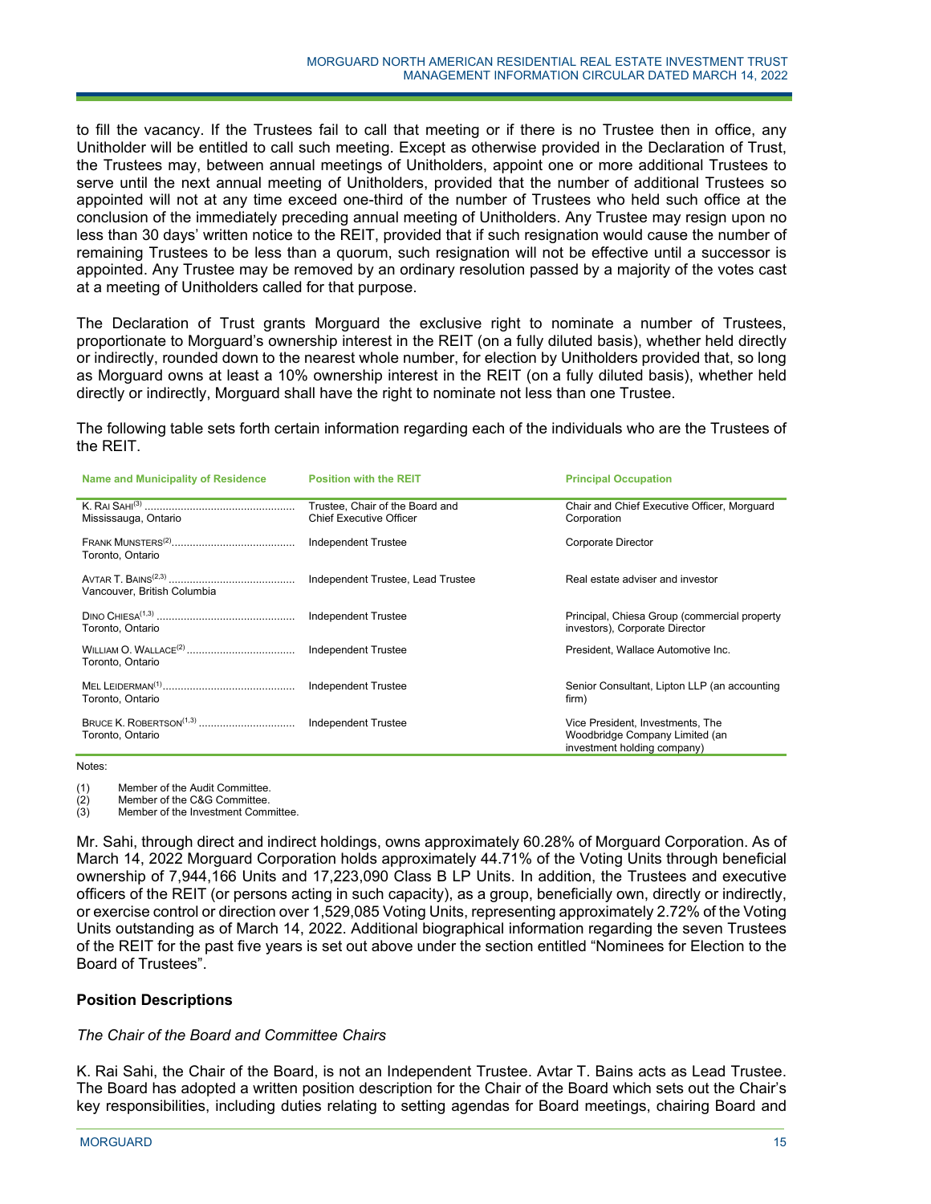to fill the vacancy. If the Trustees fail to call that meeting or if there is no Trustee then in office, any Unitholder will be entitled to call such meeting. Except as otherwise provided in the Declaration of Trust, the Trustees may, between annual meetings of Unitholders, appoint one or more additional Trustees to serve until the next annual meeting of Unitholders, provided that the number of additional Trustees so appointed will not at any time exceed one-third of the number of Trustees who held such office at the conclusion of the immediately preceding annual meeting of Unitholders. Any Trustee may resign upon no less than 30 days' written notice to the REIT, provided that if such resignation would cause the number of remaining Trustees to be less than a quorum, such resignation will not be effective until a successor is appointed. Any Trustee may be removed by an ordinary resolution passed by a majority of the votes cast at a meeting of Unitholders called for that purpose.

The Declaration of Trust grants Morguard the exclusive right to nominate a number of Trustees, proportionate to Morguard's ownership interest in the REIT (on a fully diluted basis), whether held directly or indirectly, rounded down to the nearest whole number, for election by Unitholders provided that, so long as Morguard owns at least a 10% ownership interest in the REIT (on a fully diluted basis), whether held directly or indirectly, Morguard shall have the right to nominate not less than one Trustee.

The following table sets forth certain information regarding each of the individuals who are the Trustees of the REIT.

| Name and Municipality of Residence | Position with the REIT | Principal Occupation |
|---|---|---|
| K. Rai Sahi[3] Mississauga, Ontario | Trustee, Chair of the Board and Chief Executive Officer | Chair and Chief Executive Officer, Morguard Corporation |
| Frank Munsters[2] Toronto, Ontario | Independent Trustee | Corporate Director |
| Avtar T. Bains[2,3] Vancouver, British Columbia | Independent Trustee, Lead Trustee | Real estate adviser and investor |
| Dino Chiesa[1,3] Toronto, Ontario | Independent Trustee | Principal, Chiesa Group (commercial property investors), Corporate Director |
| William O. Wallace[2] Toronto, Ontario | Independent Trustee | President, Wallace Automotive Inc. |
| Mel Leiderman[1] Toronto, Ontario | Independent Trustee | Senior Consultant, Lipton LLP (an accounting firm) |
| Bruce K. Robertson[1,3] Toronto, Ontario | Independent Trustee | Vice President, Investments, The Woodbridge Company Limited (an investment holding company) |

Notes:

(1) Member of the Audit Committee.
(2) Member of the C&G Committee.
(3) Member of the Investment Committee.

Mr. Sahi, through direct and indirect holdings, owns approximately 60.28% of Morguard Corporation. As of March 14, 2022 Morguard Corporation holds approximately 44.71% of the Voting Units through beneficial ownership of 7,944,166 Units and 17,223,090 Class B LP Units. In addition, the Trustees and executive officers of the REIT (or persons acting in such capacity), as a group, beneficially own, directly or indirectly, or exercise control or direction over 1,529,085 Voting Units, representing approximately 2.72% of the Voting Units outstanding as of March 14, 2022. Additional biographical information regarding the seven Trustees of the REIT for the past five years is set out above under the section entitled "Nominees for Election to the Board of Trustees".

## Position Descriptions

*The Chair of the Board and Committee Chairs*

K. Rai Sahi, the Chair of the Board, is not an Independent Trustee. Avtar T. Bains acts as Lead Trustee. The Board has adopted a written position description for the Chair of the Board which sets out the Chair's key responsibilities, including duties relating to setting agendas for Board meetings, chairing Board and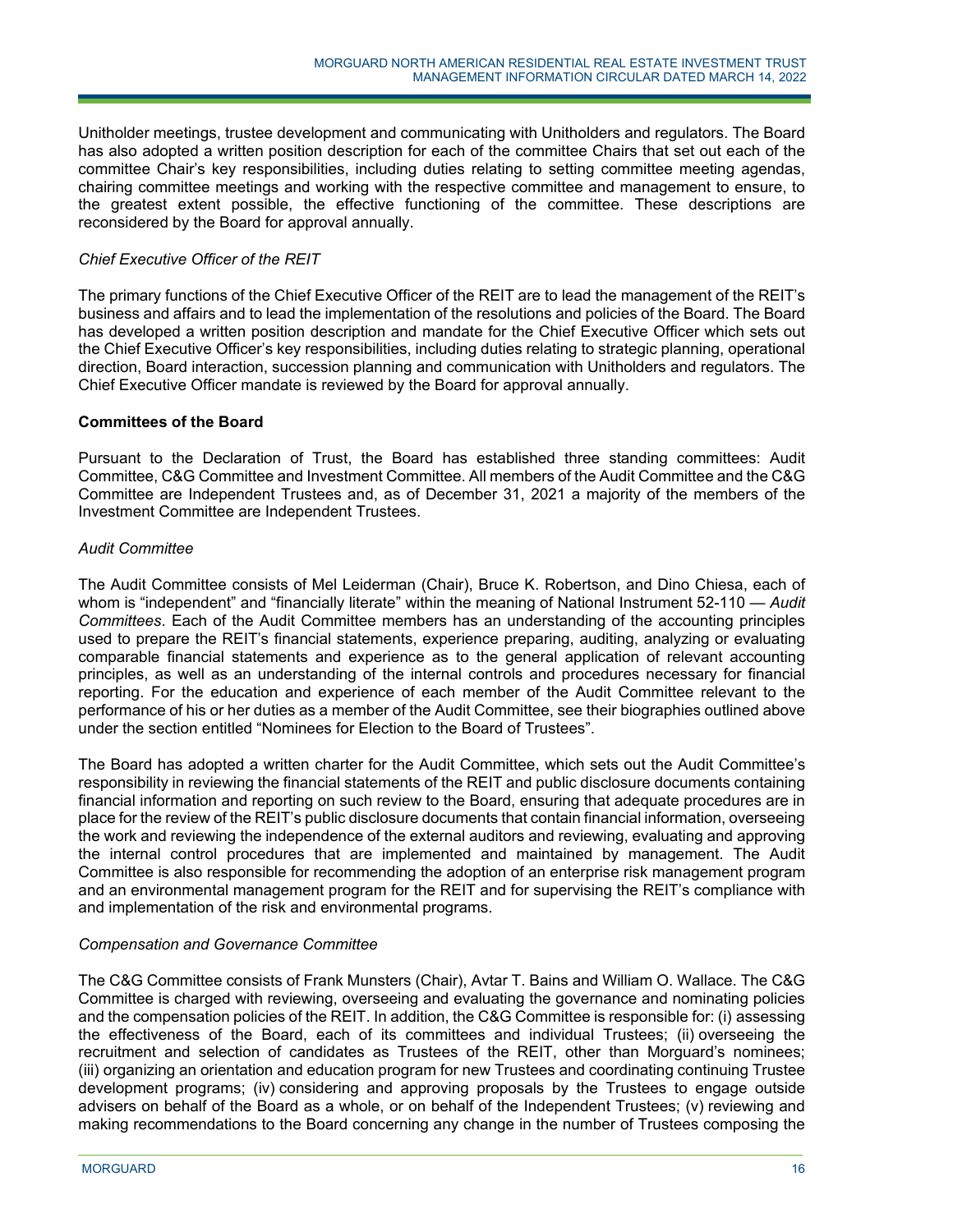Unitholder meetings, trustee development and communicating with Unitholders and regulators. The Board has also adopted a written position description for each of the committee Chairs that set out each of the committee Chair's key responsibilities, including duties relating to setting committee meeting agendas, chairing committee meetings and working with the respective committee and management to ensure, to the greatest extent possible, the effective functioning of the committee. These descriptions are reconsidered by the Board for approval annually.

*Chief Executive Officer of the REIT*

The primary functions of the Chief Executive Officer of the REIT are to lead the management of the REIT's business and affairs and to lead the implementation of the resolutions and policies of the Board. The Board has developed a written position description and mandate for the Chief Executive Officer which sets out the Chief Executive Officer's key responsibilities, including duties relating to strategic planning, operational direction, Board interaction, succession planning and communication with Unitholders and regulators. The Chief Executive Officer mandate is reviewed by the Board for approval annually.

**Committees of the Board**

Pursuant to the Declaration of Trust, the Board has established three standing committees: Audit Committee, C&G Committee and Investment Committee. All members of the Audit Committee and the C&G Committee are Independent Trustees and, as of December 31, 2021 a majority of the members of the Investment Committee are Independent Trustees.

*Audit Committee*

The Audit Committee consists of Mel Leiderman (Chair), Bruce K. Robertson, and Dino Chiesa, each of whom is "independent" and "financially literate" within the meaning of National Instrument 52-110 — *Audit Committees*. Each of the Audit Committee members has an understanding of the accounting principles used to prepare the REIT's financial statements, experience preparing, auditing, analyzing or evaluating comparable financial statements and experience as to the general application of relevant accounting principles, as well as an understanding of the internal controls and procedures necessary for financial reporting. For the education and experience of each member of the Audit Committee relevant to the performance of his or her duties as a member of the Audit Committee, see their biographies outlined above under the section entitled "Nominees for Election to the Board of Trustees".

The Board has adopted a written charter for the Audit Committee, which sets out the Audit Committee's responsibility in reviewing the financial statements of the REIT and public disclosure documents containing financial information and reporting on such review to the Board, ensuring that adequate procedures are in place for the review of the REIT's public disclosure documents that contain financial information, overseeing the work and reviewing the independence of the external auditors and reviewing, evaluating and approving the internal control procedures that are implemented and maintained by management. The Audit Committee is also responsible for recommending the adoption of an enterprise risk management program and an environmental management program for the REIT and for supervising the REIT's compliance with and implementation of the risk and environmental programs.

*Compensation and Governance Committee*

The C&G Committee consists of Frank Munsters (Chair), Avtar T. Bains and William O. Wallace. The C&G Committee is charged with reviewing, overseeing and evaluating the governance and nominating policies and the compensation policies of the REIT. In addition, the C&G Committee is responsible for: (i) assessing the effectiveness of the Board, each of its committees and individual Trustees; (ii) overseeing the recruitment and selection of candidates as Trustees of the REIT, other than Morguard's nominees; (iii) organizing an orientation and education program for new Trustees and coordinating continuing Trustee development programs; (iv) considering and approving proposals by the Trustees to engage outside advisers on behalf of the Board as a whole, or on behalf of the Independent Trustees; (v) reviewing and making recommendations to the Board concerning any change in the number of Trustees composing the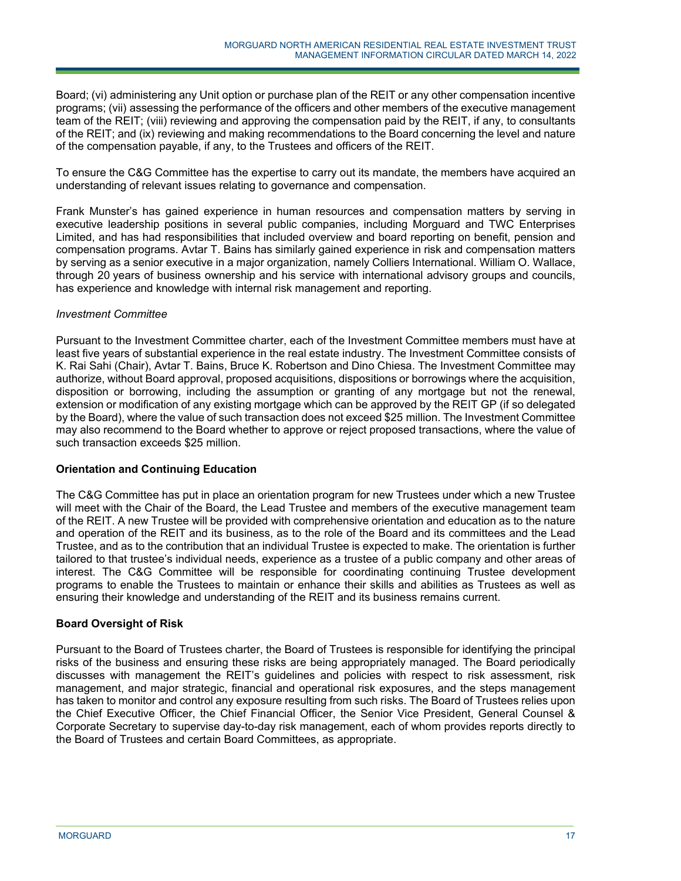Board; (vi) administering any Unit option or purchase plan of the REIT or any other compensation incentive programs; (vii) assessing the performance of the officers and other members of the executive management team of the REIT; (viii) reviewing and approving the compensation paid by the REIT, if any, to consultants of the REIT; and (ix) reviewing and making recommendations to the Board concerning the level and nature of the compensation payable, if any, to the Trustees and officers of the REIT.

To ensure the C&G Committee has the expertise to carry out its mandate, the members have acquired an understanding of relevant issues relating to governance and compensation.

Frank Munster's has gained experience in human resources and compensation matters by serving in executive leadership positions in several public companies, including Morguard and TWC Enterprises Limited, and has had responsibilities that included overview and board reporting on benefit, pension and compensation programs. Avtar T. Bains has similarly gained experience in risk and compensation matters by serving as a senior executive in a major organization, namely Colliers International. William O. Wallace, through 20 years of business ownership and his service with international advisory groups and councils, has experience and knowledge with internal risk management and reporting.

*Investment Committee*

Pursuant to the Investment Committee charter, each of the Investment Committee members must have at least five years of substantial experience in the real estate industry. The Investment Committee consists of K. Rai Sahi (Chair), Avtar T. Bains, Bruce K. Robertson and Dino Chiesa. The Investment Committee may authorize, without Board approval, proposed acquisitions, dispositions or borrowings where the acquisition, disposition or borrowing, including the assumption or granting of any mortgage but not the renewal, extension or modification of any existing mortgage which can be approved by the REIT GP (if so delegated by the Board), where the value of such transaction does not exceed $25 million. The Investment Committee may also recommend to the Board whether to approve or reject proposed transactions, where the value of such transaction exceeds $25 million.

**Orientation and Continuing Education**

The C&G Committee has put in place an orientation program for new Trustees under which a new Trustee will meet with the Chair of the Board, the Lead Trustee and members of the executive management team of the REIT. A new Trustee will be provided with comprehensive orientation and education as to the nature and operation of the REIT and its business, as to the role of the Board and its committees and the Lead Trustee, and as to the contribution that an individual Trustee is expected to make. The orientation is further tailored to that trustee's individual needs, experience as a trustee of a public company and other areas of interest. The C&G Committee will be responsible for coordinating continuing Trustee development programs to enable the Trustees to maintain or enhance their skills and abilities as Trustees as well as ensuring their knowledge and understanding of the REIT and its business remains current.

**Board Oversight of Risk**

Pursuant to the Board of Trustees charter, the Board of Trustees is responsible for identifying the principal risks of the business and ensuring these risks are being appropriately managed. The Board periodically discusses with management the REIT's guidelines and policies with respect to risk assessment, risk management, and major strategic, financial and operational risk exposures, and the steps management has taken to monitor and control any exposure resulting from such risks. The Board of Trustees relies upon the Chief Executive Officer, the Chief Financial Officer, the Senior Vice President, General Counsel & Corporate Secretary to supervise day-to-day risk management, each of whom provides reports directly to the Board of Trustees and certain Board Committees, as appropriate.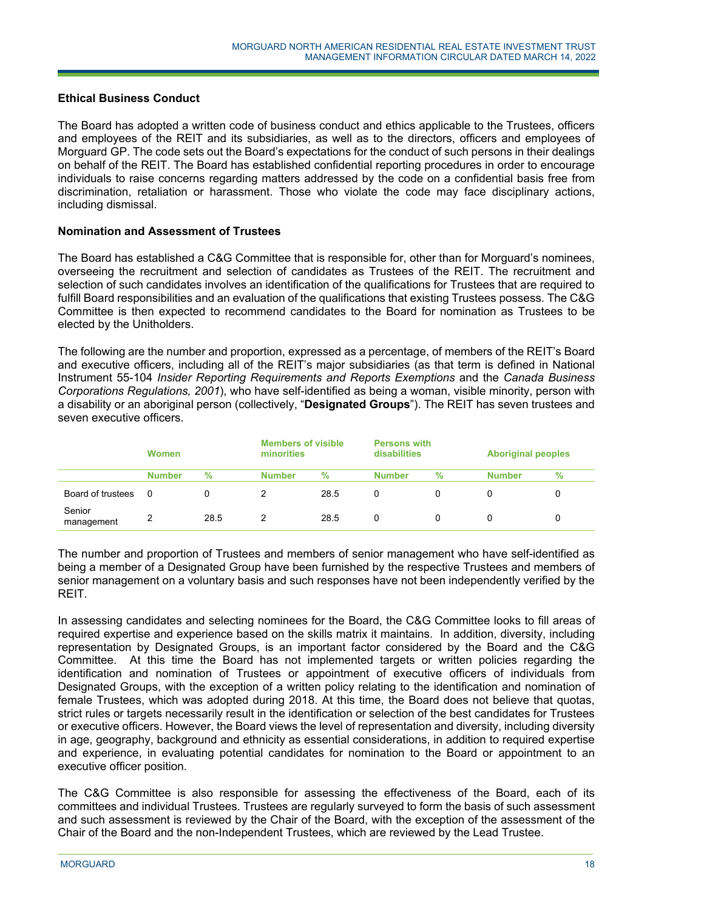### Ethical Business Conduct

The Board has adopted a written code of business conduct and ethics applicable to the Trustees, officers and employees of the REIT and its subsidiaries, as well as to the directors, officers and employees of Morguard GP. The code sets out the Board's expectations for the conduct of such persons in their dealings on behalf of the REIT. The Board has established confidential reporting procedures in order to encourage individuals to raise concerns regarding matters addressed by the code on a confidential basis free from discrimination, retaliation or harassment. Those who violate the code may face disciplinary actions, including dismissal.

### Nomination and Assessment of Trustees

The Board has established a C&G Committee that is responsible for, other than for Morguard's nominees, overseeing the recruitment and selection of candidates as Trustees of the REIT. The recruitment and selection of such candidates involves an identification of the qualifications for Trustees that are required to fulfill Board responsibilities and an evaluation of the qualifications that existing Trustees possess. The C&G Committee is then expected to recommend candidates to the Board for nomination as Trustees to be elected by the Unitholders.

The following are the number and proportion, expressed as a percentage, of members of the REIT's Board and executive officers, including all of the REIT's major subsidiaries (as that term is defined in National Instrument 55-104 *Insider Reporting Requirements and Reports Exemptions* and the *Canada Business Corporations Regulations, 2001*), who have self-identified as being a woman, visible minority, person with a disability or an aboriginal person (collectively, "**Designated Groups**"). The REIT has seven trustees and seven executive officers.

| | Women | | Members of visible minorities | | Persons with disabilities | | Aboriginal peoples | |
|---|---|---|---|---|---|---|---|---|
| | **Number** | **%** | **Number** | **%** | **Number** | **%** | **Number** | **%** |
| Board of trustees | 0 | 0 | 2 | 28.5 | 0 | 0 | 0 | 0 |
| Senior management | 2 | 28.5 | 2 | 28.5 | 0 | 0 | 0 | 0 |

The number and proportion of Trustees and members of senior management who have self-identified as being a member of a Designated Group have been furnished by the respective Trustees and members of senior management on a voluntary basis and such responses have not been independently verified by the REIT.

In assessing candidates and selecting nominees for the Board, the C&G Committee looks to fill areas of required expertise and experience based on the skills matrix it maintains. In addition, diversity, including representation by Designated Groups, is an important factor considered by the Board and the C&G Committee. At this time the Board has not implemented targets or written policies regarding the identification and nomination of Trustees or appointment of executive officers of individuals from Designated Groups, with the exception of a written policy relating to the identification and nomination of female Trustees, which was adopted during 2018. At this time, the Board does not believe that quotas, strict rules or targets necessarily result in the identification or selection of the best candidates for Trustees or executive officers. However, the Board views the level of representation and diversity, including diversity in age, geography, background and ethnicity as essential considerations, in addition to required expertise and experience, in evaluating potential candidates for nomination to the Board or appointment to an executive officer position.

The C&G Committee is also responsible for assessing the effectiveness of the Board, each of its committees and individual Trustees. Trustees are regularly surveyed to form the basis of such assessment and such assessment is reviewed by the Chair of the Board, with the exception of the assessment of the Chair of the Board and the non-Independent Trustees, which are reviewed by the Lead Trustee.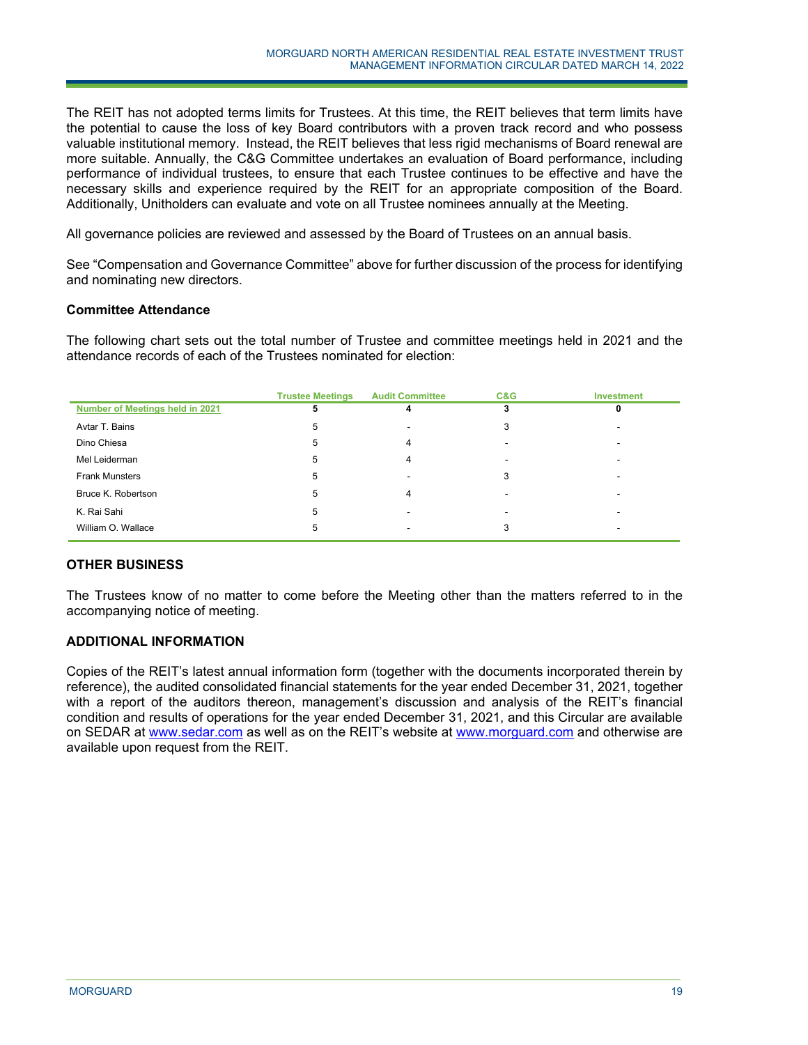The REIT has not adopted terms limits for Trustees. At this time, the REIT believes that term limits have the potential to cause the loss of key Board contributors with a proven track record and who possess valuable institutional memory. Instead, the REIT believes that less rigid mechanisms of Board renewal are more suitable. Annually, the C&G Committee undertakes an evaluation of Board performance, including performance of individual trustees, to ensure that each Trustee continues to be effective and have the necessary skills and experience required by the REIT for an appropriate composition of the Board. Additionally, Unitholders can evaluate and vote on all Trustee nominees annually at the Meeting.

All governance policies are reviewed and assessed by the Board of Trustees on an annual basis.

See "Compensation and Governance Committee" above for further discussion of the process for identifying and nominating new directors.

### Committee Attendance

The following chart sets out the total number of Trustee and committee meetings held in 2021 and the attendance records of each of the Trustees nominated for election:

| | Trustee Meetings | Audit Committee | C&G | Investment |
|---|---|---|---|---|
| **Number of Meetings held in 2021** | **5** | **4** | **3** | **0** |
| Avtar T. Bains | 5 | - | 3 | - |
| Dino Chiesa | 5 | 4 | - | - |
| Mel Leiderman | 5 | 4 | - | - |
| Frank Munsters | 5 | - | 3 | - |
| Bruce K. Robertson | 5 | 4 | - | - |
| K. Rai Sahi | 5 | - | - | - |
| William O. Wallace | 5 | - | 3 | - |

## OTHER BUSINESS

The Trustees know of no matter to come before the Meeting other than the matters referred to in the accompanying notice of meeting.

## ADDITIONAL INFORMATION

Copies of the REIT's latest annual information form (together with the documents incorporated therein by reference), the audited consolidated financial statements for the year ended December 31, 2021, together with a report of the auditors thereon, management's discussion and analysis of the REIT's financial condition and results of operations for the year ended December 31, 2021, and this Circular are available on SEDAR at www.sedar.com as well as on the REIT's website at www.morguard.com and otherwise are available upon request from the REIT.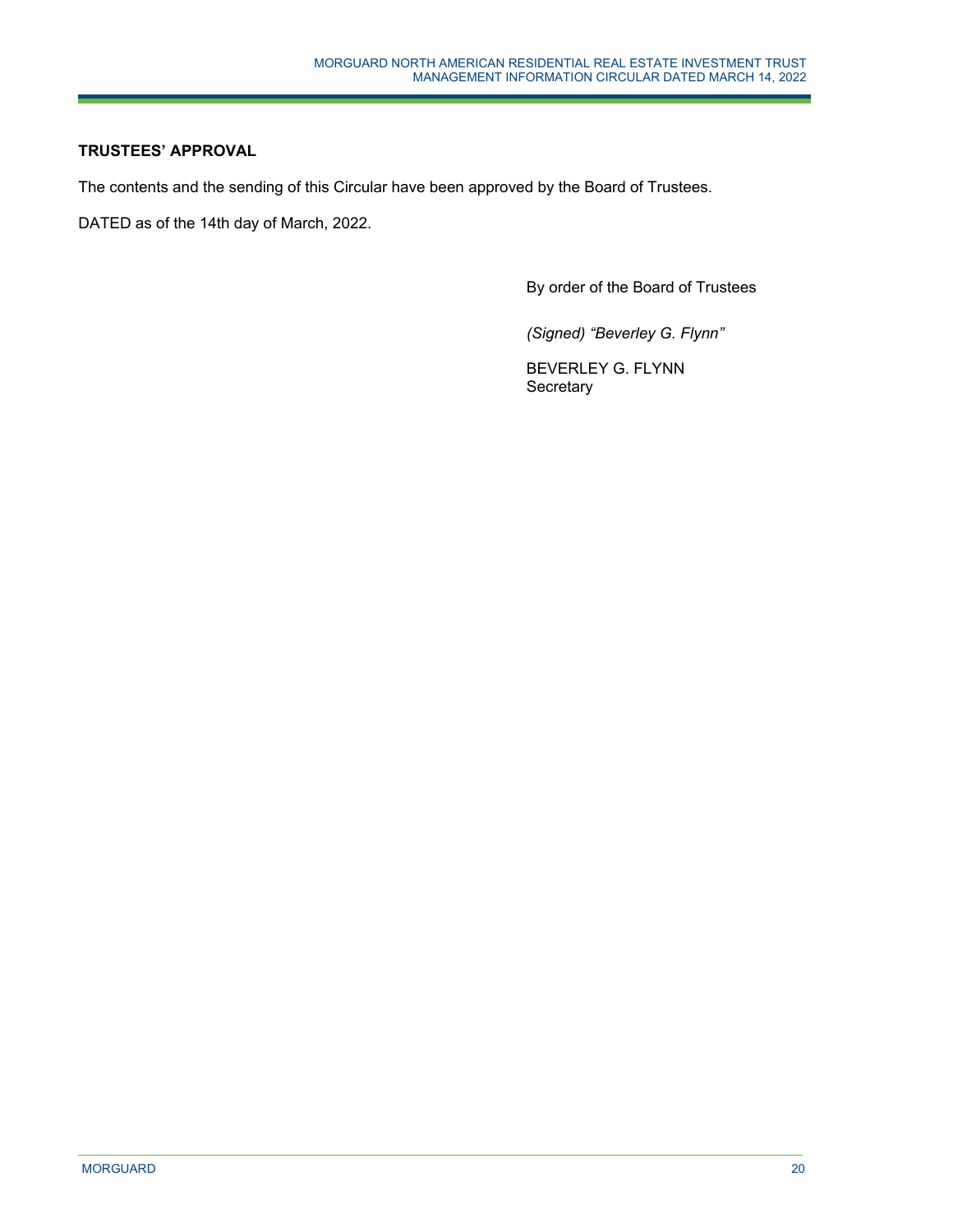**TRUSTEES' APPROVAL**

The contents and the sending of this Circular have been approved by the Board of Trustees.

DATED as of the 14th day of March, 2022.

By order of the Board of Trustees

*(Signed) "Beverley G. Flynn"*

BEVERLEY G. FLYNN
Secretary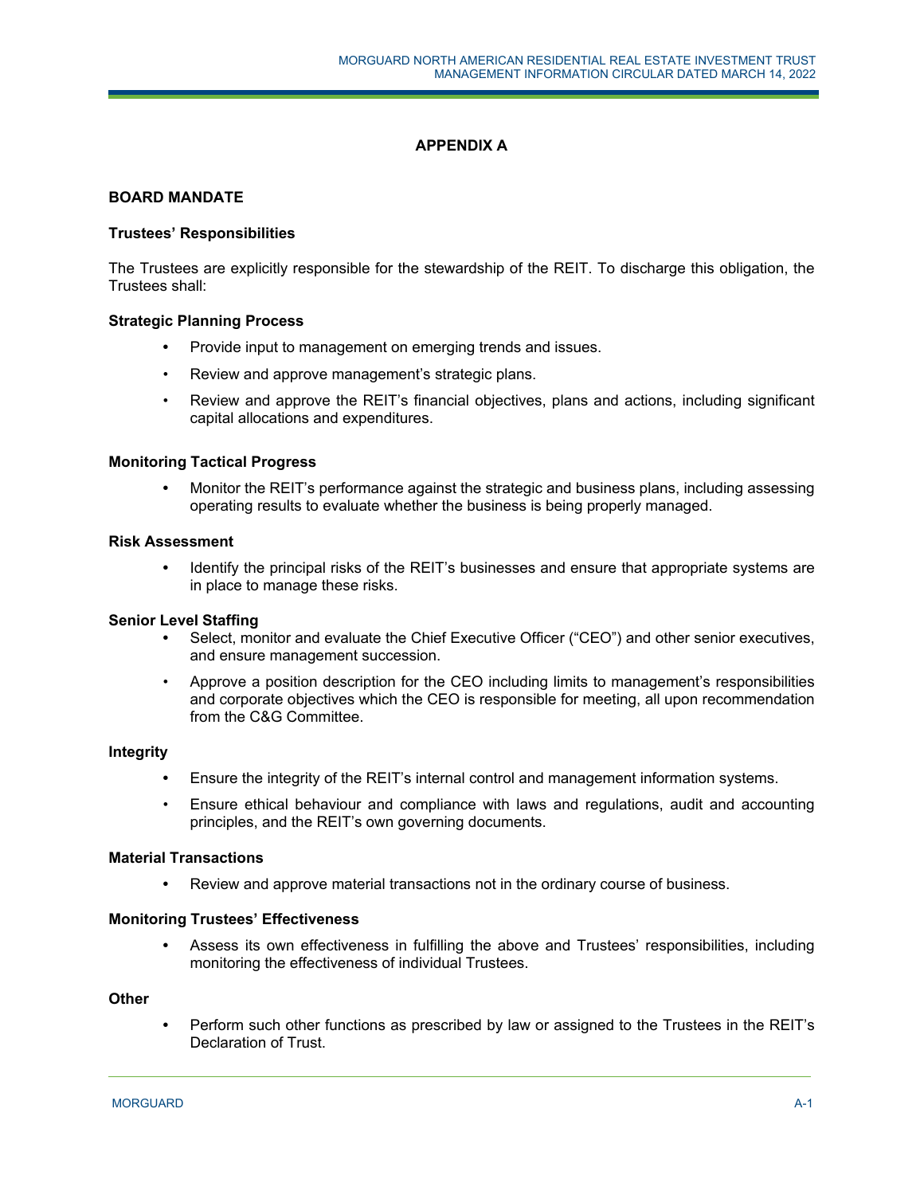# APPENDIX A

## BOARD MANDATE

### Trustees' Responsibilities

The Trustees are explicitly responsible for the stewardship of the REIT. To discharge this obligation, the Trustees shall:

### Strategic Planning Process

- Provide input to management on emerging trends and issues.
- Review and approve management's strategic plans.
- Review and approve the REIT's financial objectives, plans and actions, including significant capital allocations and expenditures.

### Monitoring Tactical Progress

- Monitor the REIT's performance against the strategic and business plans, including assessing operating results to evaluate whether the business is being properly managed.

### Risk Assessment

- Identify the principal risks of the REIT's businesses and ensure that appropriate systems are in place to manage these risks.

### Senior Level Staffing

- Select, monitor and evaluate the Chief Executive Officer ("CEO") and other senior executives, and ensure management succession.
- Approve a position description for the CEO including limits to management's responsibilities and corporate objectives which the CEO is responsible for meeting, all upon recommendation from the C&G Committee.

### Integrity

- Ensure the integrity of the REIT's internal control and management information systems.
- Ensure ethical behaviour and compliance with laws and regulations, audit and accounting principles, and the REIT's own governing documents.

### Material Transactions

- Review and approve material transactions not in the ordinary course of business.

### Monitoring Trustees' Effectiveness

- Assess its own effectiveness in fulfilling the above and Trustees' responsibilities, including monitoring the effectiveness of individual Trustees.

### Other

- Perform such other functions as prescribed by law or assigned to the Trustees in the REIT's Declaration of Trust.